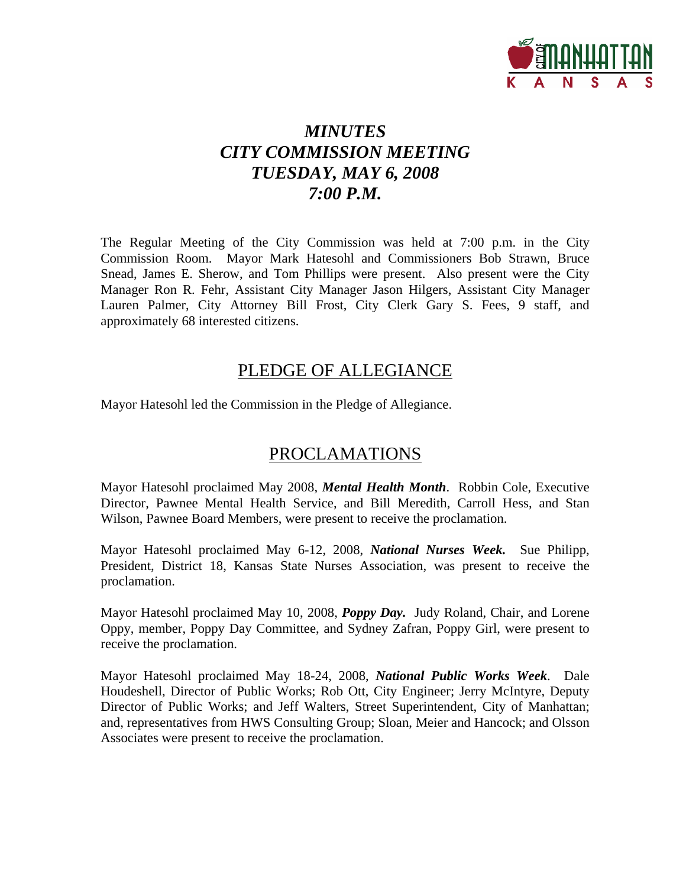# *MINUTES*
# *CITY COMMISSION MEETING*
# *TUESDAY, MAY 6, 2008*
# *7:00 P.M.*

The Regular Meeting of the City Commission was held at 7:00 p.m. in the City Commission Room. Mayor Mark Hatesohl and Commissioners Bob Strawn, Bruce Snead, James E. Sherow, and Tom Phillips were present. Also present were the City Manager Ron R. Fehr, Assistant City Manager Jason Hilgers, Assistant City Manager Lauren Palmer, City Attorney Bill Frost, City Clerk Gary S. Fees, 9 staff, and approximately 68 interested citizens.

## PLEDGE OF ALLEGIANCE

Mayor Hatesohl led the Commission in the Pledge of Allegiance.

## PROCLAMATIONS

Mayor Hatesohl proclaimed May 2008, ***Mental Health Month***. Robbin Cole, Executive Director, Pawnee Mental Health Service, and Bill Meredith, Carroll Hess, and Stan Wilson, Pawnee Board Members, were present to receive the proclamation.

Mayor Hatesohl proclaimed May 6-12, 2008, ***National Nurses Week.*** Sue Philipp, President, District 18, Kansas State Nurses Association, was present to receive the proclamation.

Mayor Hatesohl proclaimed May 10, 2008, ***Poppy Day.*** Judy Roland, Chair, and Lorene Oppy, member, Poppy Day Committee, and Sydney Zafran, Poppy Girl, were present to receive the proclamation.

Mayor Hatesohl proclaimed May 18-24, 2008, ***National Public Works Week***. Dale Houdeshell, Director of Public Works; Rob Ott, City Engineer; Jerry McIntyre, Deputy Director of Public Works; and Jeff Walters, Street Superintendent, City of Manhattan; and, representatives from HWS Consulting Group; Sloan, Meier and Hancock; and Olsson Associates were present to receive the proclamation.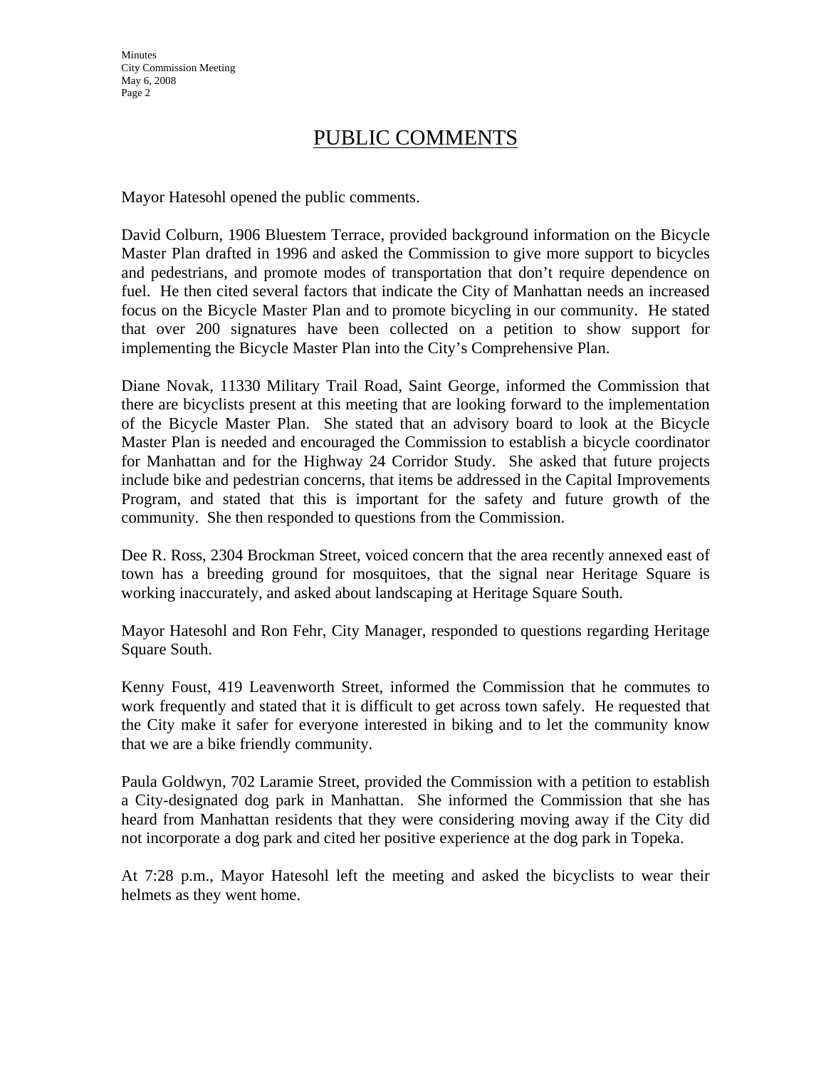# PUBLIC COMMENTS

Mayor Hatesohl opened the public comments.

David Colburn, 1906 Bluestem Terrace, provided background information on the Bicycle Master Plan drafted in 1996 and asked the Commission to give more support to bicycles and pedestrians, and promote modes of transportation that don't require dependence on fuel. He then cited several factors that indicate the City of Manhattan needs an increased focus on the Bicycle Master Plan and to promote bicycling in our community. He stated that over 200 signatures have been collected on a petition to show support for implementing the Bicycle Master Plan into the City's Comprehensive Plan.

Diane Novak, 11330 Military Trail Road, Saint George, informed the Commission that there are bicyclists present at this meeting that are looking forward to the implementation of the Bicycle Master Plan. She stated that an advisory board to look at the Bicycle Master Plan is needed and encouraged the Commission to establish a bicycle coordinator for Manhattan and for the Highway 24 Corridor Study. She asked that future projects include bike and pedestrian concerns, that items be addressed in the Capital Improvements Program, and stated that this is important for the safety and future growth of the community. She then responded to questions from the Commission.

Dee R. Ross, 2304 Brockman Street, voiced concern that the area recently annexed east of town has a breeding ground for mosquitoes, that the signal near Heritage Square is working inaccurately, and asked about landscaping at Heritage Square South.

Mayor Hatesohl and Ron Fehr, City Manager, responded to questions regarding Heritage Square South.

Kenny Foust, 419 Leavenworth Street, informed the Commission that he commutes to work frequently and stated that it is difficult to get across town safely. He requested that the City make it safer for everyone interested in biking and to let the community know that we are a bike friendly community.

Paula Goldwyn, 702 Laramie Street, provided the Commission with a petition to establish a City-designated dog park in Manhattan. She informed the Commission that she has heard from Manhattan residents that they were considering moving away if the City did not incorporate a dog park and cited her positive experience at the dog park in Topeka.

At 7:28 p.m., Mayor Hatesohl left the meeting and asked the bicyclists to wear their helmets as they went home.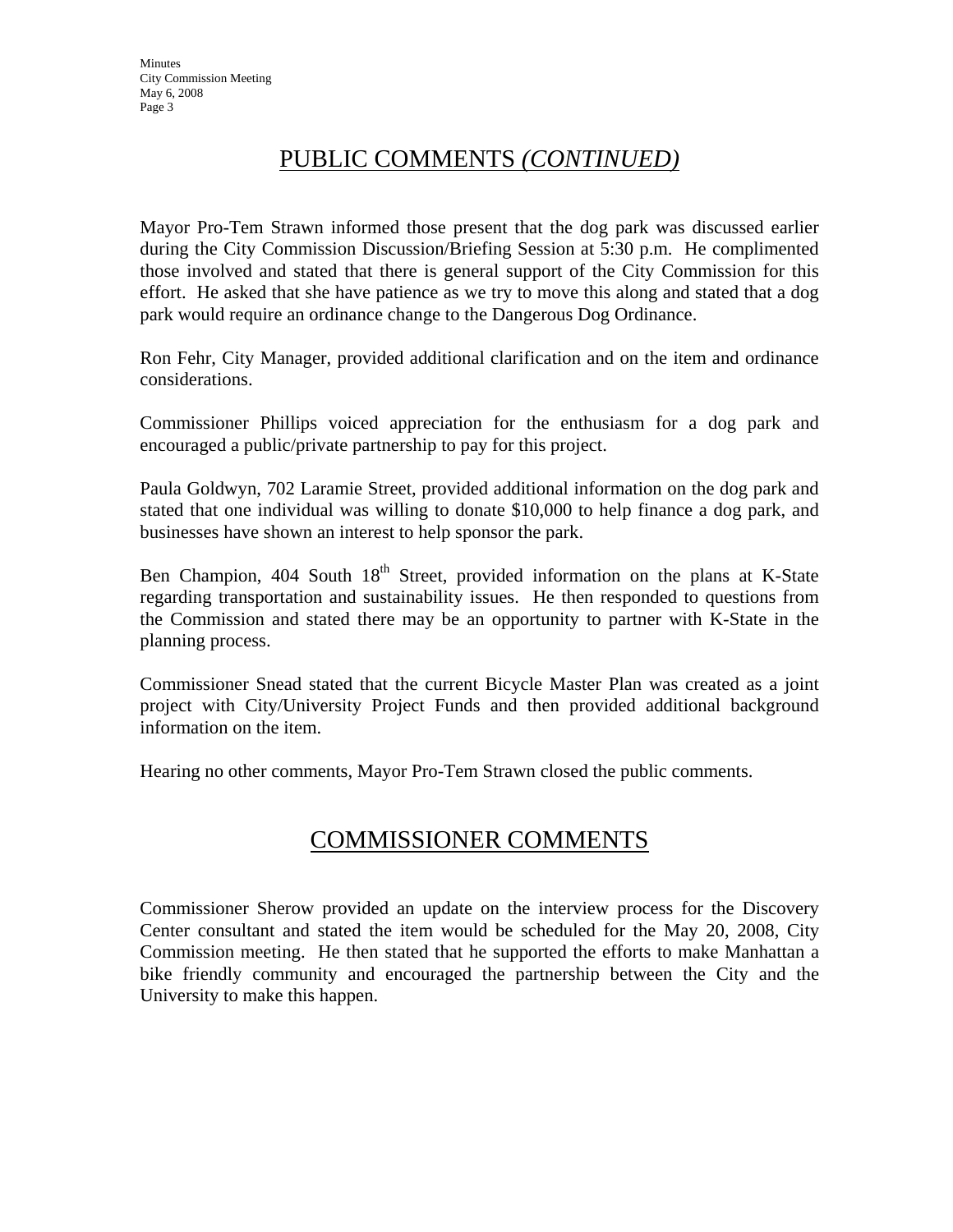## PUBLIC COMMENTS *(CONTINUED)*

Mayor Pro-Tem Strawn informed those present that the dog park was discussed earlier during the City Commission Discussion/Briefing Session at 5:30 p.m. He complimented those involved and stated that there is general support of the City Commission for this effort. He asked that she have patience as we try to move this along and stated that a dog park would require an ordinance change to the Dangerous Dog Ordinance.

Ron Fehr, City Manager, provided additional clarification and on the item and ordinance considerations.

Commissioner Phillips voiced appreciation for the enthusiasm for a dog park and encouraged a public/private partnership to pay for this project.

Paula Goldwyn, 702 Laramie Street, provided additional information on the dog park and stated that one individual was willing to donate $10,000 to help finance a dog park, and businesses have shown an interest to help sponsor the park.

Ben Champion, 404 South 18th Street, provided information on the plans at K-State regarding transportation and sustainability issues. He then responded to questions from the Commission and stated there may be an opportunity to partner with K-State in the planning process.

Commissioner Snead stated that the current Bicycle Master Plan was created as a joint project with City/University Project Funds and then provided additional background information on the item.

Hearing no other comments, Mayor Pro-Tem Strawn closed the public comments.

## COMMISSIONER COMMENTS

Commissioner Sherow provided an update on the interview process for the Discovery Center consultant and stated the item would be scheduled for the May 20, 2008, City Commission meeting. He then stated that he supported the efforts to make Manhattan a bike friendly community and encouraged the partnership between the City and the University to make this happen.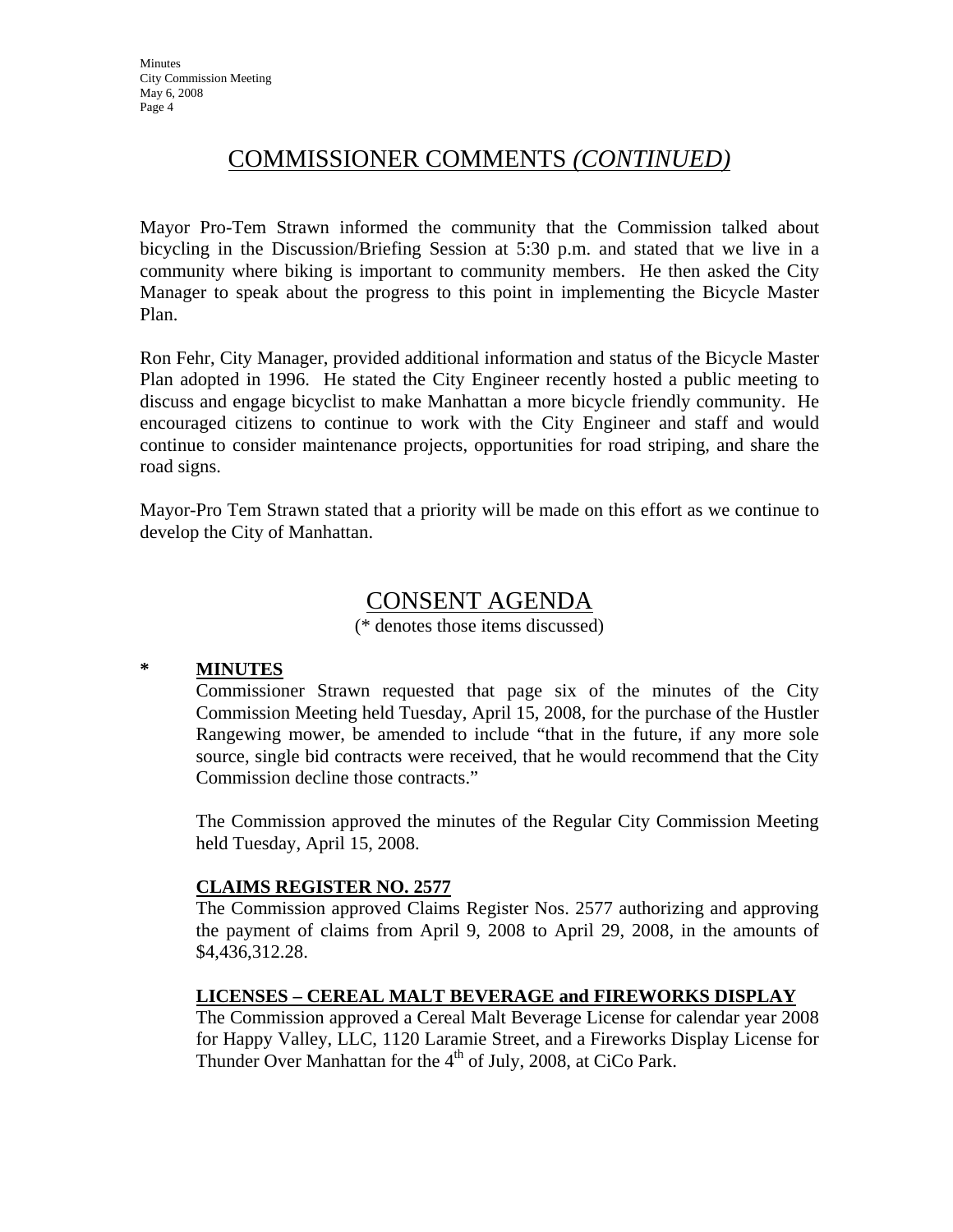## COMMISSIONER COMMENTS *(CONTINUED)*

Mayor Pro-Tem Strawn informed the community that the Commission talked about bicycling in the Discussion/Briefing Session at 5:30 p.m. and stated that we live in a community where biking is important to community members. He then asked the City Manager to speak about the progress to this point in implementing the Bicycle Master Plan.

Ron Fehr, City Manager, provided additional information and status of the Bicycle Master Plan adopted in 1996. He stated the City Engineer recently hosted a public meeting to discuss and engage bicyclist to make Manhattan a more bicycle friendly community. He encouraged citizens to continue to work with the City Engineer and staff and would continue to consider maintenance projects, opportunities for road striping, and share the road signs.

Mayor-Pro Tem Strawn stated that a priority will be made on this effort as we continue to develop the City of Manhattan.

## CONSENT AGENDA

(* denotes those items discussed)

**\* MINUTES**

Commissioner Strawn requested that page six of the minutes of the City Commission Meeting held Tuesday, April 15, 2008, for the purchase of the Hustler Rangewing mower, be amended to include "that in the future, if any more sole source, single bid contracts were received, that he would recommend that the City Commission decline those contracts."

The Commission approved the minutes of the Regular City Commission Meeting held Tuesday, April 15, 2008.

**CLAIMS REGISTER NO. 2577**

The Commission approved Claims Register Nos. 2577 authorizing and approving the payment of claims from April 9, 2008 to April 29, 2008, in the amounts of $4,436,312.28.

**LICENSES – CEREAL MALT BEVERAGE and FIREWORKS DISPLAY**

The Commission approved a Cereal Malt Beverage License for calendar year 2008 for Happy Valley, LLC, 1120 Laramie Street, and a Fireworks Display License for Thunder Over Manhattan for the 4th of July, 2008, at CiCo Park.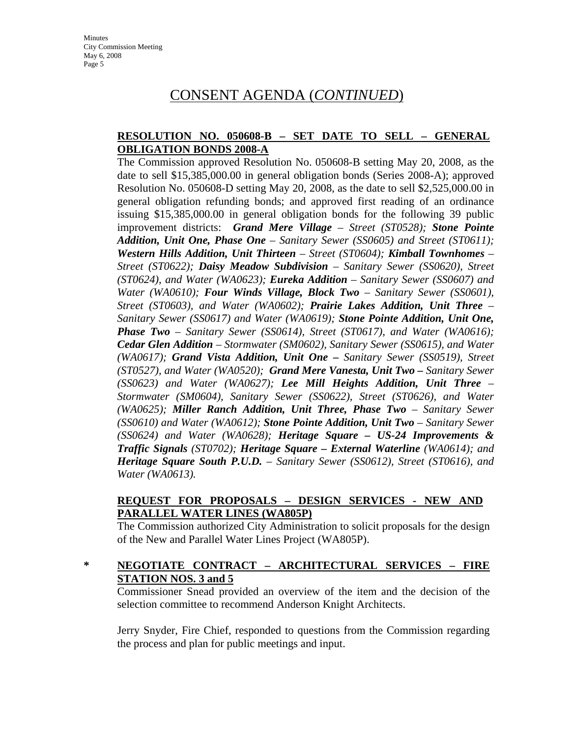# CONSENT AGENDA (*CONTINUED*)

**RESOLUTION NO. 050608-B – SET DATE TO SELL – GENERAL OBLIGATION BONDS 2008-A**

The Commission approved Resolution No. 050608-B setting May 20, 2008, as the date to sell $15,385,000.00 in general obligation bonds (Series 2008-A); approved Resolution No. 050608-D setting May 20, 2008, as the date to sell $2,525,000.00 in general obligation refunding bonds; and approved first reading of an ordinance issuing $15,385,000.00 in general obligation bonds for the following 39 public improvement districts: ***Grand Mere Village*** *– Street (ST0528);* ***Stone Pointe Addition, Unit One, Phase One*** *– Sanitary Sewer (SS0605) and Street (ST0611);* ***Western Hills Addition, Unit Thirteen*** *– Street (ST0604);* ***Kimball Townhomes*** *– Street (ST0622);* ***Daisy Meadow Subdivision*** *– Sanitary Sewer (SS0620), Street (ST0624), and Water (WA0623);* ***Eureka Addition*** *– Sanitary Sewer (SS0607) and Water (WA0610);* ***Four Winds Village, Block Two*** *– Sanitary Sewer (SS0601), Street (ST0603), and Water (WA0602);* ***Prairie Lakes Addition, Unit Three*** *– Sanitary Sewer (SS0617) and Water (WA0619);* ***Stone Pointe Addition, Unit One, Phase Two*** *– Sanitary Sewer (SS0614), Street (ST0617), and Water (WA0616);* ***Cedar Glen Addition*** *– Stormwater (SM0602), Sanitary Sewer (SS0615), and Water (WA0617);* ***Grand Vista Addition, Unit One –*** *Sanitary Sewer (SS0519), Street (ST0527), and Water (WA0520);* ***Grand Mere Vanesta, Unit Two –*** *Sanitary Sewer (SS0623) and Water (WA0627);* ***Lee Mill Heights Addition, Unit Three*** *– Stormwater (SM0604), Sanitary Sewer (SS0622), Street (ST0626), and Water (WA0625);* ***Miller Ranch Addition, Unit Three, Phase Two*** *– Sanitary Sewer (SS0610) and Water (WA0612);* ***Stone Pointe Addition, Unit Two*** *– Sanitary Sewer (SS0624) and Water (WA0628);* ***Heritage Square – US-24 Improvements & Traffic Signals*** *(ST0702);* ***Heritage Square – External Waterline*** *(WA0614); and* ***Heritage Square South P.U.D.*** *– Sanitary Sewer (SS0612), Street (ST0616), and Water (WA0613).*

**REQUEST FOR PROPOSALS – DESIGN SERVICES - NEW AND PARALLEL WATER LINES (WA805P)**

The Commission authorized City Administration to solicit proposals for the design of the New and Parallel Water Lines Project (WA805P).

**\* NEGOTIATE CONTRACT – ARCHITECTURAL SERVICES – FIRE STATION NOS. 3 and 5**

Commissioner Snead provided an overview of the item and the decision of the selection committee to recommend Anderson Knight Architects.

Jerry Snyder, Fire Chief, responded to questions from the Commission regarding the process and plan for public meetings and input.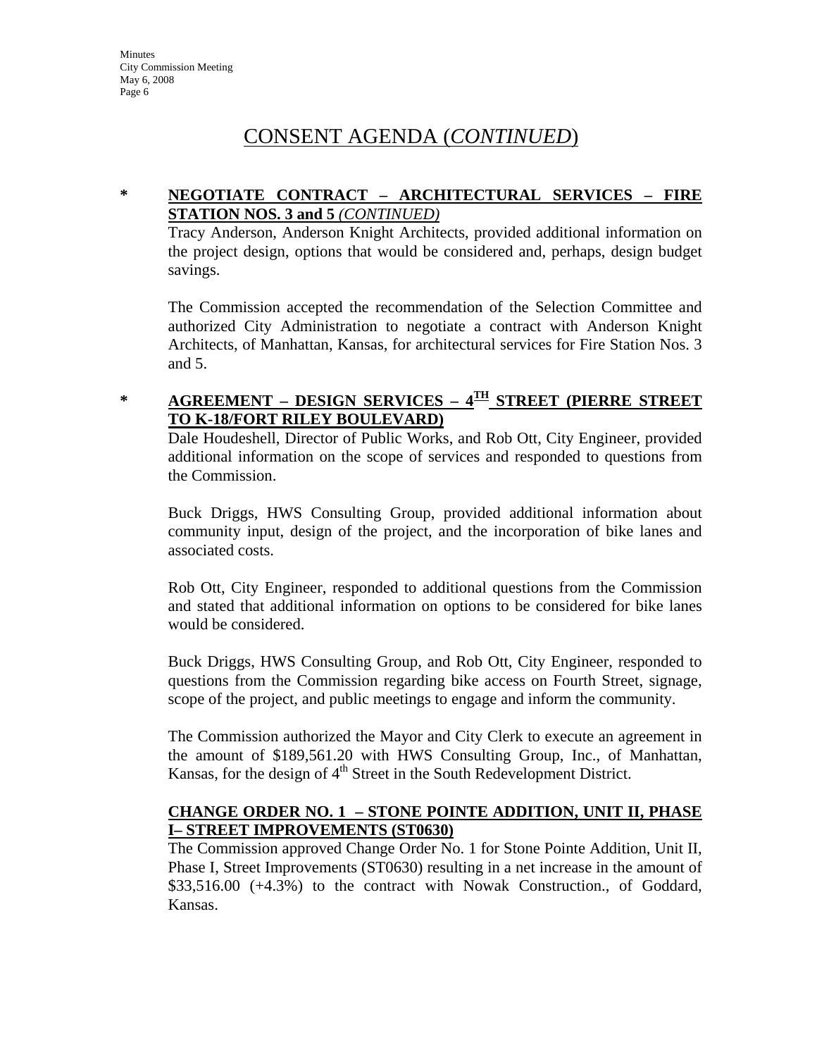# CONSENT AGENDA (*CONTINUED*)

**\* NEGOTIATE CONTRACT – ARCHITECTURAL SERVICES – FIRE STATION NOS. 3 and 5** ***(CONTINUED)***

Tracy Anderson, Anderson Knight Architects, provided additional information on the project design, options that would be considered and, perhaps, design budget savings.

The Commission accepted the recommendation of the Selection Committee and authorized City Administration to negotiate a contract with Anderson Knight Architects, of Manhattan, Kansas, for architectural services for Fire Station Nos. 3 and 5.

**\* AGREEMENT – DESIGN SERVICES – 4TH STREET (PIERRE STREET TO K-18/FORT RILEY BOULEVARD)**

Dale Houdeshell, Director of Public Works, and Rob Ott, City Engineer, provided additional information on the scope of services and responded to questions from the Commission.

Buck Driggs, HWS Consulting Group, provided additional information about community input, design of the project, and the incorporation of bike lanes and associated costs.

Rob Ott, City Engineer, responded to additional questions from the Commission and stated that additional information on options to be considered for bike lanes would be considered.

Buck Driggs, HWS Consulting Group, and Rob Ott, City Engineer, responded to questions from the Commission regarding bike access on Fourth Street, signage, scope of the project, and public meetings to engage and inform the community.

The Commission authorized the Mayor and City Clerk to execute an agreement in the amount of $189,561.20 with HWS Consulting Group, Inc., of Manhattan, Kansas, for the design of 4th Street in the South Redevelopment District.

**CHANGE ORDER NO. 1 – STONE POINTE ADDITION, UNIT II, PHASE I– STREET IMPROVEMENTS (ST0630)**

The Commission approved Change Order No. 1 for Stone Pointe Addition, Unit II, Phase I, Street Improvements (ST0630) resulting in a net increase in the amount of $33,516.00 (+4.3%) to the contract with Nowak Construction., of Goddard, Kansas.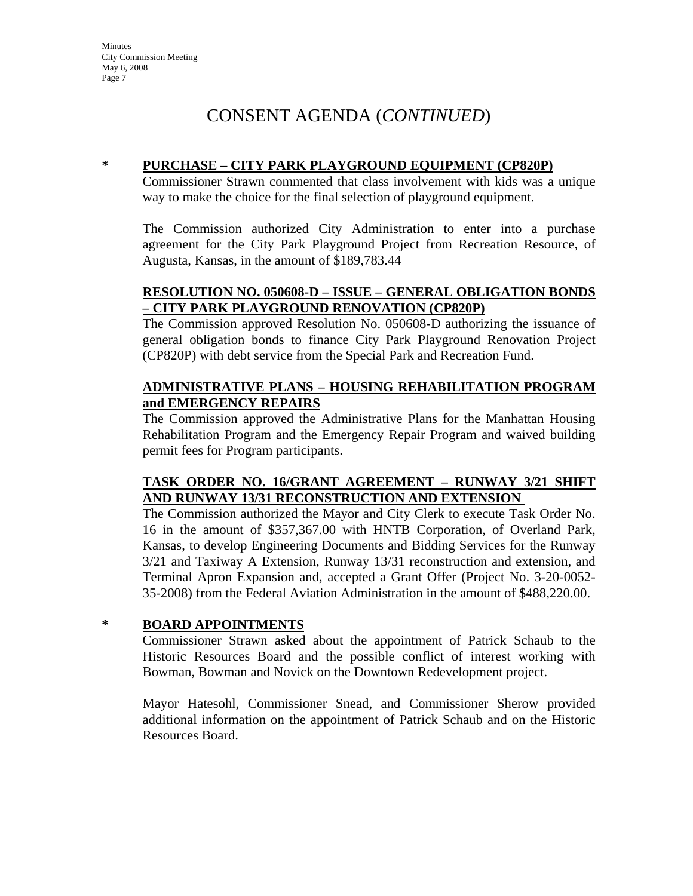# CONSENT AGENDA (*CONTINUED*)

**\* PURCHASE – CITY PARK PLAYGROUND EQUIPMENT (CP820P)**

Commissioner Strawn commented that class involvement with kids was a unique way to make the choice for the final selection of playground equipment.

The Commission authorized City Administration to enter into a purchase agreement for the City Park Playground Project from Recreation Resource, of Augusta, Kansas, in the amount of $189,783.44

**RESOLUTION NO. 050608-D – ISSUE – GENERAL OBLIGATION BONDS – CITY PARK PLAYGROUND RENOVATION (CP820P)**

The Commission approved Resolution No. 050608-D authorizing the issuance of general obligation bonds to finance City Park Playground Renovation Project (CP820P) with debt service from the Special Park and Recreation Fund.

**ADMINISTRATIVE PLANS – HOUSING REHABILITATION PROGRAM and EMERGENCY REPAIRS**

The Commission approved the Administrative Plans for the Manhattan Housing Rehabilitation Program and the Emergency Repair Program and waived building permit fees for Program participants.

**TASK ORDER NO. 16/GRANT AGREEMENT – RUNWAY 3/21 SHIFT AND RUNWAY 13/31 RECONSTRUCTION AND EXTENSION**

The Commission authorized the Mayor and City Clerk to execute Task Order No. 16 in the amount of $357,367.00 with HNTB Corporation, of Overland Park, Kansas, to develop Engineering Documents and Bidding Services for the Runway 3/21 and Taxiway A Extension, Runway 13/31 reconstruction and extension, and Terminal Apron Expansion and, accepted a Grant Offer (Project No. 3-20-0052-35-2008) from the Federal Aviation Administration in the amount of $488,220.00.

**\* BOARD APPOINTMENTS**

Commissioner Strawn asked about the appointment of Patrick Schaub to the Historic Resources Board and the possible conflict of interest working with Bowman, Bowman and Novick on the Downtown Redevelopment project.

Mayor Hatesohl, Commissioner Snead, and Commissioner Sherow provided additional information on the appointment of Patrick Schaub and on the Historic Resources Board.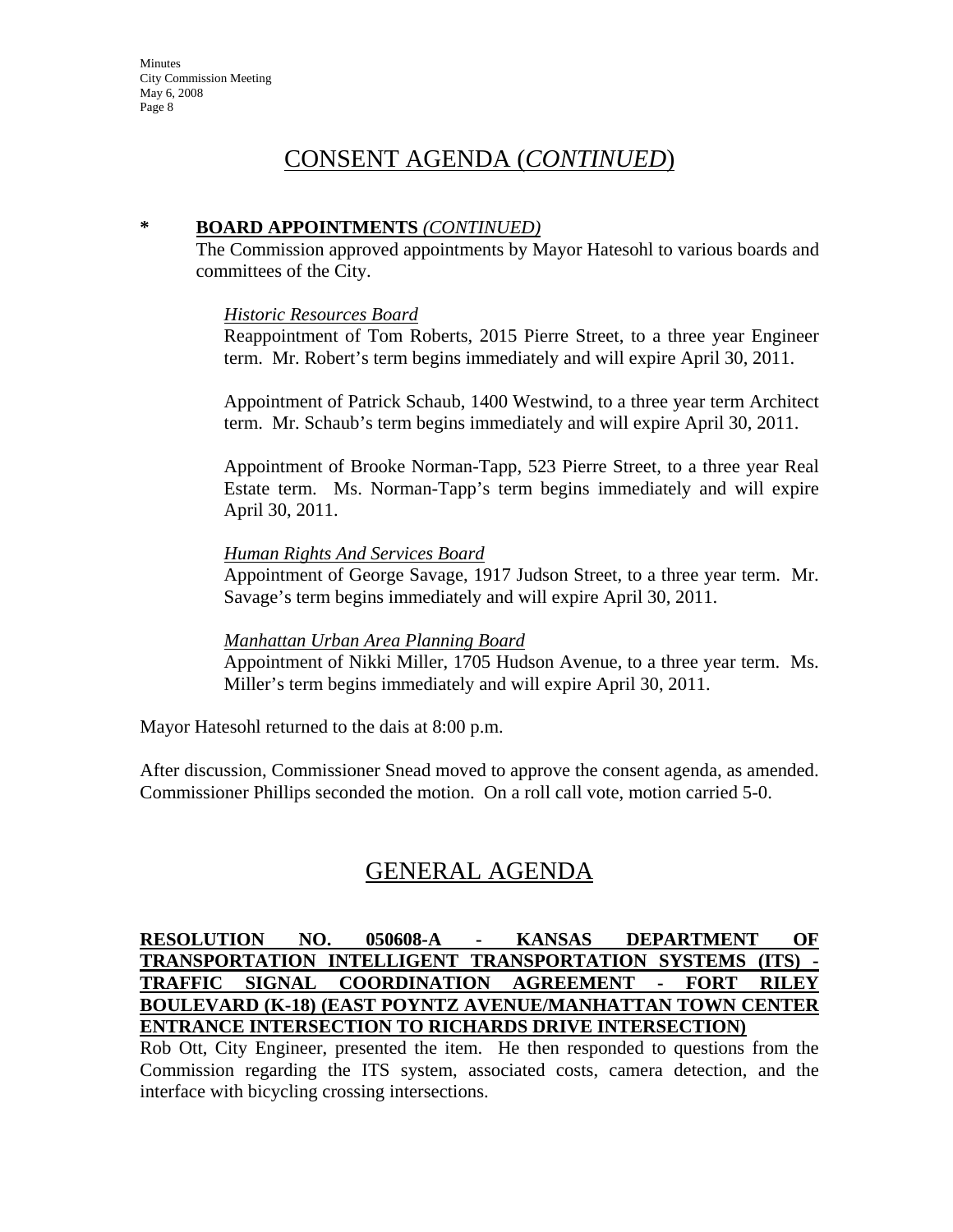## CONSENT AGENDA (*CONTINUED*)

**\* BOARD APPOINTMENTS** ***(CONTINUED)***

The Commission approved appointments by Mayor Hatesohl to various boards and committees of the City.

*Historic Resources Board*

Reappointment of Tom Roberts, 2015 Pierre Street, to a three year Engineer term. Mr. Robert's term begins immediately and will expire April 30, 2011.

Appointment of Patrick Schaub, 1400 Westwind, to a three year term Architect term. Mr. Schaub's term begins immediately and will expire April 30, 2011.

Appointment of Brooke Norman-Tapp, 523 Pierre Street, to a three year Real Estate term. Ms. Norman-Tapp's term begins immediately and will expire April 30, 2011.

*Human Rights And Services Board*

Appointment of George Savage, 1917 Judson Street, to a three year term. Mr. Savage's term begins immediately and will expire April 30, 2011.

*Manhattan Urban Area Planning Board*

Appointment of Nikki Miller, 1705 Hudson Avenue, to a three year term. Ms. Miller's term begins immediately and will expire April 30, 2011.

Mayor Hatesohl returned to the dais at 8:00 p.m.

After discussion, Commissioner Snead moved to approve the consent agenda, as amended. Commissioner Phillips seconded the motion. On a roll call vote, motion carried 5-0.

## GENERAL AGENDA

**RESOLUTION NO. 050608-A - KANSAS DEPARTMENT OF TRANSPORTATION INTELLIGENT TRANSPORTATION SYSTEMS (ITS) - TRAFFIC SIGNAL COORDINATION AGREEMENT - FORT RILEY BOULEVARD (K-18) (EAST POYNTZ AVENUE/MANHATTAN TOWN CENTER ENTRANCE INTERSECTION TO RICHARDS DRIVE INTERSECTION)**

Rob Ott, City Engineer, presented the item. He then responded to questions from the Commission regarding the ITS system, associated costs, camera detection, and the interface with bicycling crossing intersections.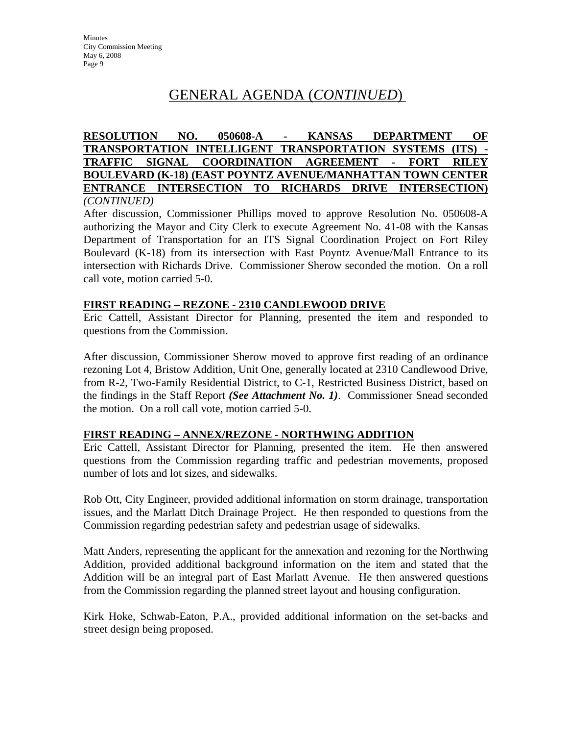## GENERAL AGENDA (*CONTINUED*)

**RESOLUTION NO. 050608-A - KANSAS DEPARTMENT OF TRANSPORTATION INTELLIGENT TRANSPORTATION SYSTEMS (ITS) - TRAFFIC SIGNAL COORDINATION AGREEMENT - FORT RILEY BOULEVARD (K-18) (EAST POYNTZ AVENUE/MANHATTAN TOWN CENTER ENTRANCE INTERSECTION TO RICHARDS DRIVE INTERSECTION)** *(CONTINUED)*

After discussion, Commissioner Phillips moved to approve Resolution No. 050608-A authorizing the Mayor and City Clerk to execute Agreement No. 41-08 with the Kansas Department of Transportation for an ITS Signal Coordination Project on Fort Riley Boulevard (K-18) from its intersection with East Poyntz Avenue/Mall Entrance to its intersection with Richards Drive. Commissioner Sherow seconded the motion. On a roll call vote, motion carried 5-0.

**FIRST READING – REZONE - 2310 CANDLEWOOD DRIVE**

Eric Cattell, Assistant Director for Planning, presented the item and responded to questions from the Commission.

After discussion, Commissioner Sherow moved to approve first reading of an ordinance rezoning Lot 4, Bristow Addition, Unit One, generally located at 2310 Candlewood Drive, from R-2, Two-Family Residential District, to C-1, Restricted Business District, based on the findings in the Staff Report ***(See Attachment No. 1)***. Commissioner Snead seconded the motion. On a roll call vote, motion carried 5-0.

**FIRST READING – ANNEX/REZONE - NORTHWING ADDITION**

Eric Cattell, Assistant Director for Planning, presented the item. He then answered questions from the Commission regarding traffic and pedestrian movements, proposed number of lots and lot sizes, and sidewalks.

Rob Ott, City Engineer, provided additional information on storm drainage, transportation issues, and the Marlatt Ditch Drainage Project. He then responded to questions from the Commission regarding pedestrian safety and pedestrian usage of sidewalks.

Matt Anders, representing the applicant for the annexation and rezoning for the Northwing Addition, provided additional background information on the item and stated that the Addition will be an integral part of East Marlatt Avenue. He then answered questions from the Commission regarding the planned street layout and housing configuration.

Kirk Hoke, Schwab-Eaton, P.A., provided additional information on the set-backs and street design being proposed.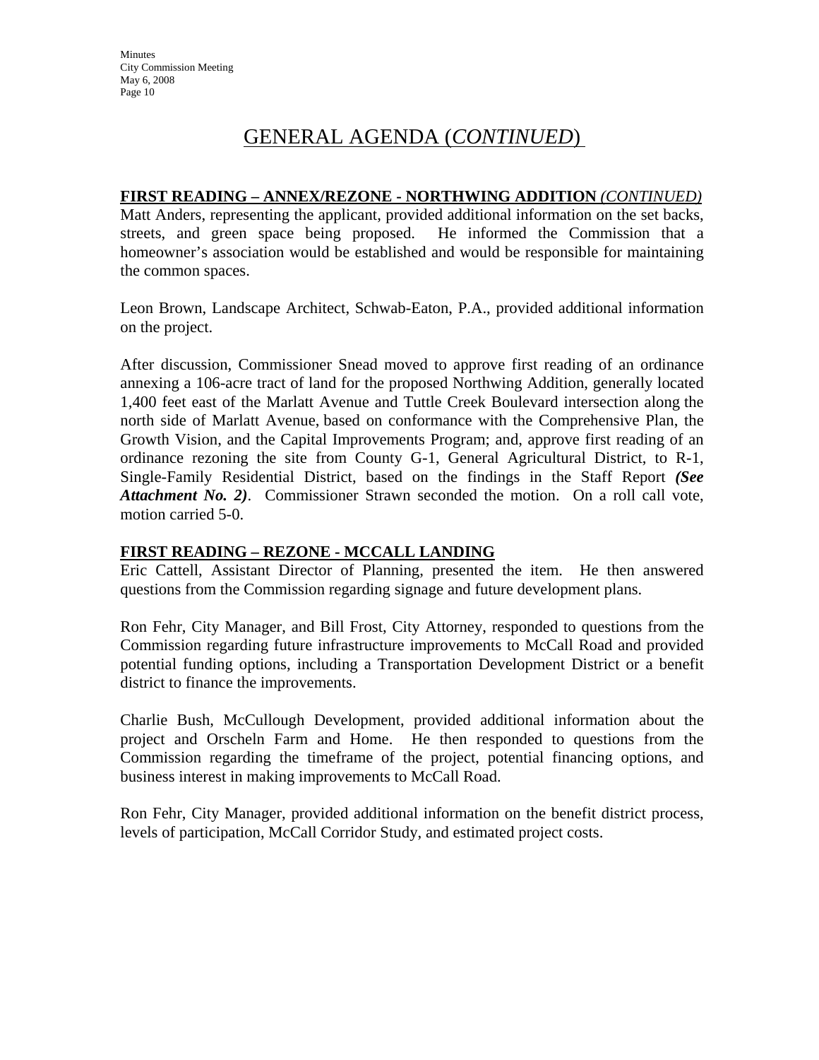# GENERAL AGENDA (*CONTINUED*)

**FIRST READING – ANNEX/REZONE - NORTHWING ADDITION** *(CONTINUED)*

Matt Anders, representing the applicant, provided additional information on the set backs, streets, and green space being proposed. He informed the Commission that a homeowner's association would be established and would be responsible for maintaining the common spaces.

Leon Brown, Landscape Architect, Schwab-Eaton, P.A., provided additional information on the project.

After discussion, Commissioner Snead moved to approve first reading of an ordinance annexing a 106-acre tract of land for the proposed Northwing Addition, generally located 1,400 feet east of the Marlatt Avenue and Tuttle Creek Boulevard intersection along the north side of Marlatt Avenue, based on conformance with the Comprehensive Plan, the Growth Vision, and the Capital Improvements Program; and, approve first reading of an ordinance rezoning the site from County G-1, General Agricultural District, to R-1, Single-Family Residential District, based on the findings in the Staff Report ***(See Attachment No. 2)***. Commissioner Strawn seconded the motion. On a roll call vote, motion carried 5-0.

**FIRST READING – REZONE - MCCALL LANDING**

Eric Cattell, Assistant Director of Planning, presented the item. He then answered questions from the Commission regarding signage and future development plans.

Ron Fehr, City Manager, and Bill Frost, City Attorney, responded to questions from the Commission regarding future infrastructure improvements to McCall Road and provided potential funding options, including a Transportation Development District or a benefit district to finance the improvements.

Charlie Bush, McCullough Development, provided additional information about the project and Orscheln Farm and Home. He then responded to questions from the Commission regarding the timeframe of the project, potential financing options, and business interest in making improvements to McCall Road.

Ron Fehr, City Manager, provided additional information on the benefit district process, levels of participation, McCall Corridor Study, and estimated project costs.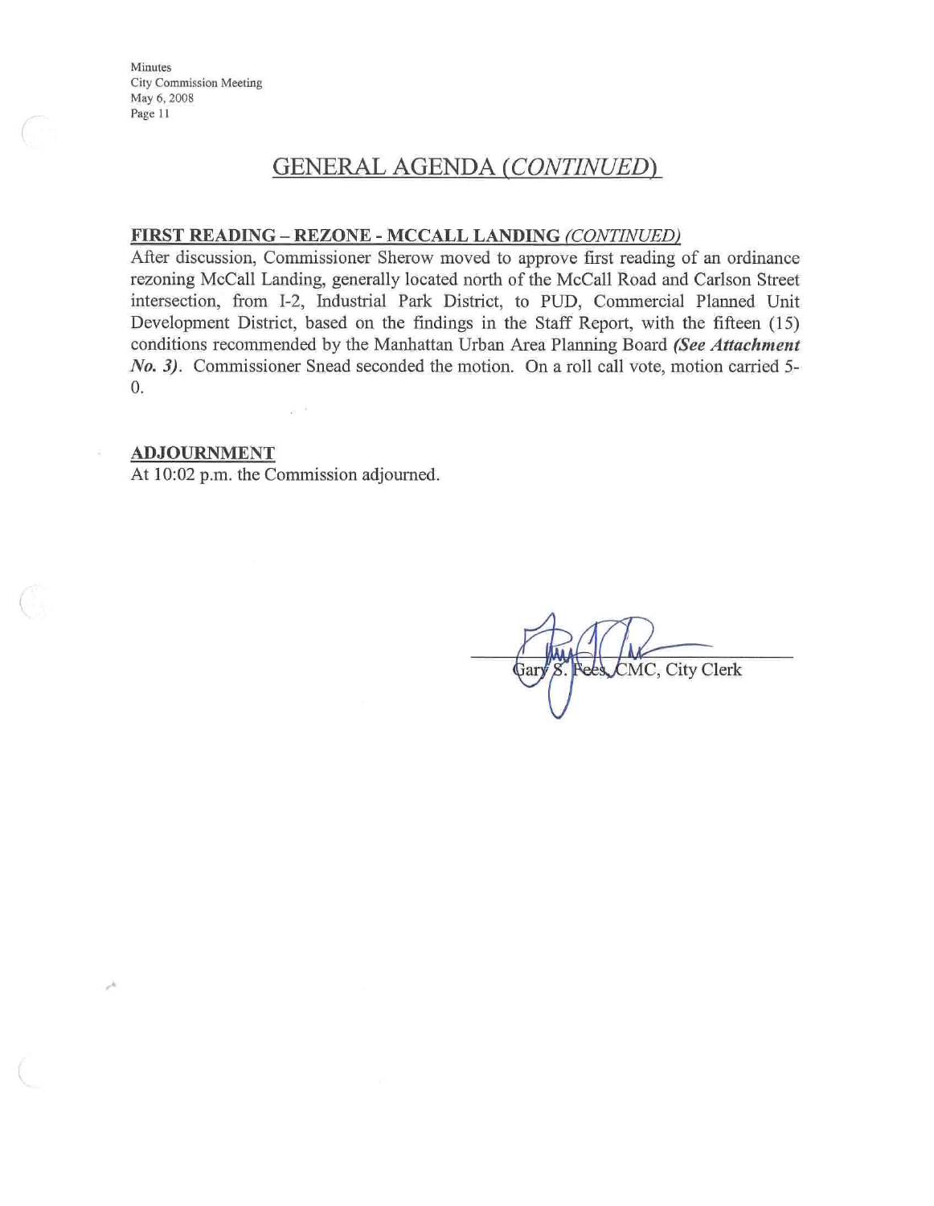## GENERAL AGENDA *(CONTINUED)*

**FIRST READING – REZONE - MCCALL LANDING** *(CONTINUED)*

After discussion, Commissioner Sherow moved to approve first reading of an ordinance rezoning McCall Landing, generally located north of the McCall Road and Carlson Street intersection, from I-2, Industrial Park District, to PUD, Commercial Planned Unit Development District, based on the findings in the Staff Report, with the fifteen (15) conditions recommended by the Manhattan Urban Area Planning Board ***(See Attachment No. 3)***. Commissioner Snead seconded the motion. On a roll call vote, motion carried 5-0.

**ADJOURNMENT**

At 10:02 p.m. the Commission adjourned.

Gary S. Fees, CMC, City Clerk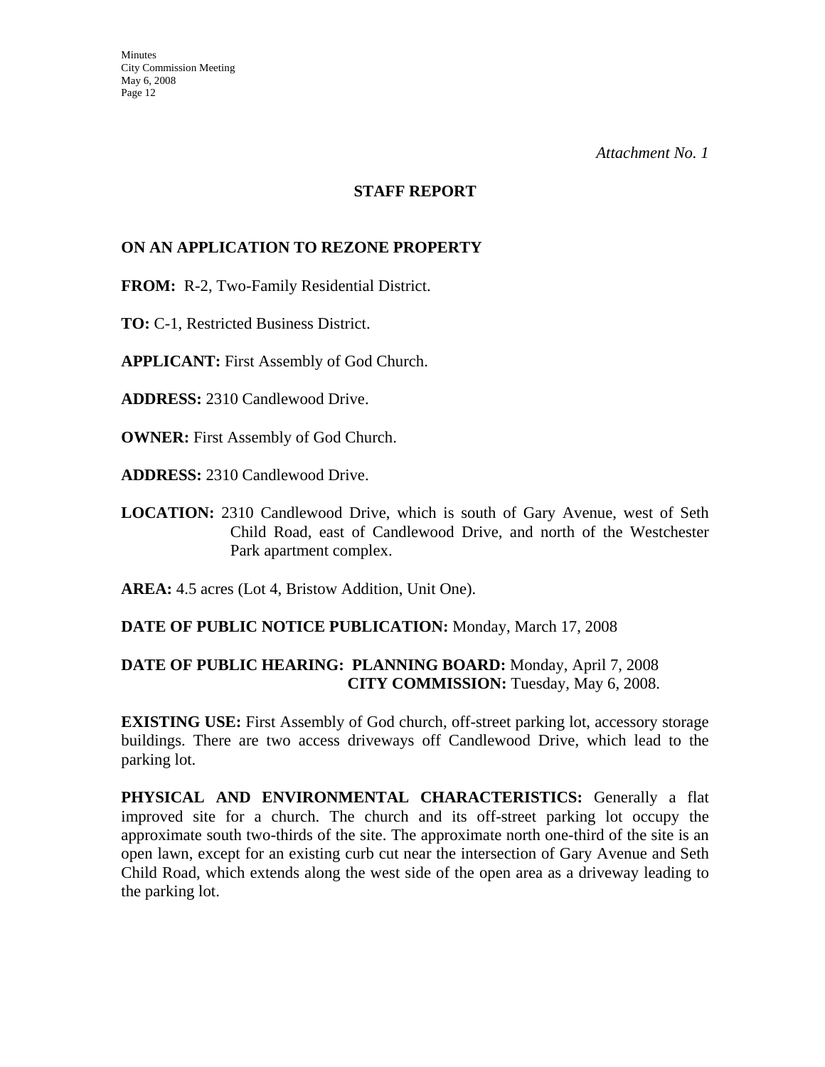*Attachment No. 1*

## STAFF REPORT

### ON AN APPLICATION TO REZONE PROPERTY

**FROM:** R-2, Two-Family Residential District.

**TO:** C-1, Restricted Business District.

**APPLICANT:** First Assembly of God Church.

**ADDRESS:** 2310 Candlewood Drive.

**OWNER:** First Assembly of God Church.

**ADDRESS:** 2310 Candlewood Drive.

**LOCATION:** 2310 Candlewood Drive, which is south of Gary Avenue, west of Seth Child Road, east of Candlewood Drive, and north of the Westchester Park apartment complex.

**AREA:** 4.5 acres (Lot 4, Bristow Addition, Unit One).

**DATE OF PUBLIC NOTICE PUBLICATION:** Monday, March 17, 2008

**DATE OF PUBLIC HEARING: PLANNING BOARD:** Monday, April 7, 2008
**CITY COMMISSION:** Tuesday, May 6, 2008.

**EXISTING USE:** First Assembly of God church, off-street parking lot, accessory storage buildings. There are two access driveways off Candlewood Drive, which lead to the parking lot.

**PHYSICAL AND ENVIRONMENTAL CHARACTERISTICS:** Generally a flat improved site for a church. The church and its off-street parking lot occupy the approximate south two-thirds of the site. The approximate north one-third of the site is an open lawn, except for an existing curb cut near the intersection of Gary Avenue and Seth Child Road, which extends along the west side of the open area as a driveway leading to the parking lot.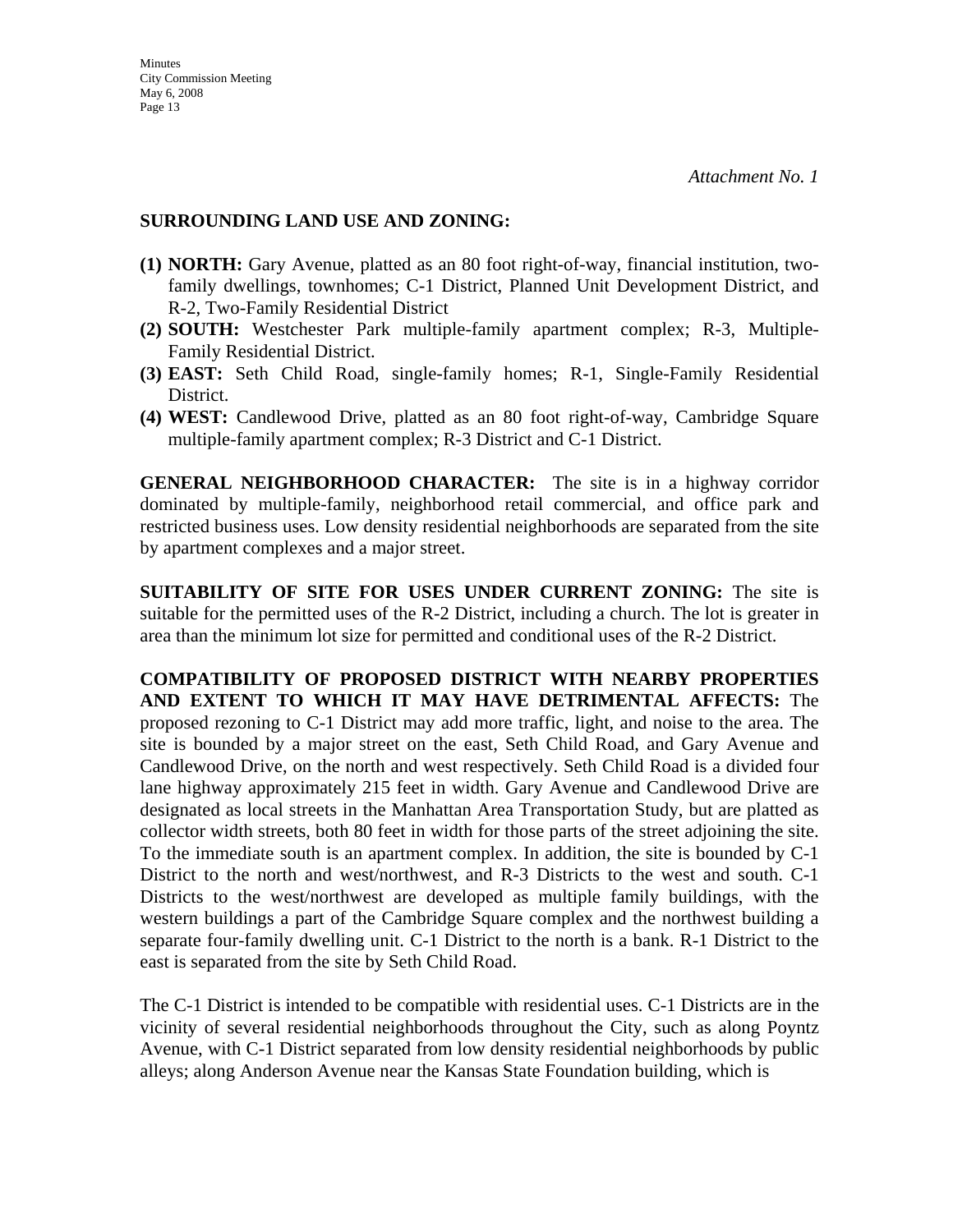*Attachment No. 1*

**SURROUNDING LAND USE AND ZONING:**

**(1) NORTH:** Gary Avenue, platted as an 80 foot right-of-way, financial institution, two-family dwellings, townhomes; C-1 District, Planned Unit Development District, and R-2, Two-Family Residential District

**(2) SOUTH:** Westchester Park multiple-family apartment complex; R-3, Multiple-Family Residential District.

**(3) EAST:** Seth Child Road, single-family homes; R-1, Single-Family Residential District.

**(4) WEST:** Candlewood Drive, platted as an 80 foot right-of-way, Cambridge Square multiple-family apartment complex; R-3 District and C-1 District.

**GENERAL NEIGHBORHOOD CHARACTER:** The site is in a highway corridor dominated by multiple-family, neighborhood retail commercial, and office park and restricted business uses. Low density residential neighborhoods are separated from the site by apartment complexes and a major street.

**SUITABILITY OF SITE FOR USES UNDER CURRENT ZONING:** The site is suitable for the permitted uses of the R-2 District, including a church. The lot is greater in area than the minimum lot size for permitted and conditional uses of the R-2 District.

**COMPATIBILITY OF PROPOSED DISTRICT WITH NEARBY PROPERTIES AND EXTENT TO WHICH IT MAY HAVE DETRIMENTAL AFFECTS:** The proposed rezoning to C-1 District may add more traffic, light, and noise to the area. The site is bounded by a major street on the east, Seth Child Road, and Gary Avenue and Candlewood Drive, on the north and west respectively. Seth Child Road is a divided four lane highway approximately 215 feet in width. Gary Avenue and Candlewood Drive are designated as local streets in the Manhattan Area Transportation Study, but are platted as collector width streets, both 80 feet in width for those parts of the street adjoining the site. To the immediate south is an apartment complex. In addition, the site is bounded by C-1 District to the north and west/northwest, and R-3 Districts to the west and south. C-1 Districts to the west/northwest are developed as multiple family buildings, with the western buildings a part of the Cambridge Square complex and the northwest building a separate four-family dwelling unit. C-1 District to the north is a bank. R-1 District to the east is separated from the site by Seth Child Road.

The C-1 District is intended to be compatible with residential uses. C-1 Districts are in the vicinity of several residential neighborhoods throughout the City, such as along Poyntz Avenue, with C-1 District separated from low density residential neighborhoods by public alleys; along Anderson Avenue near the Kansas State Foundation building, which is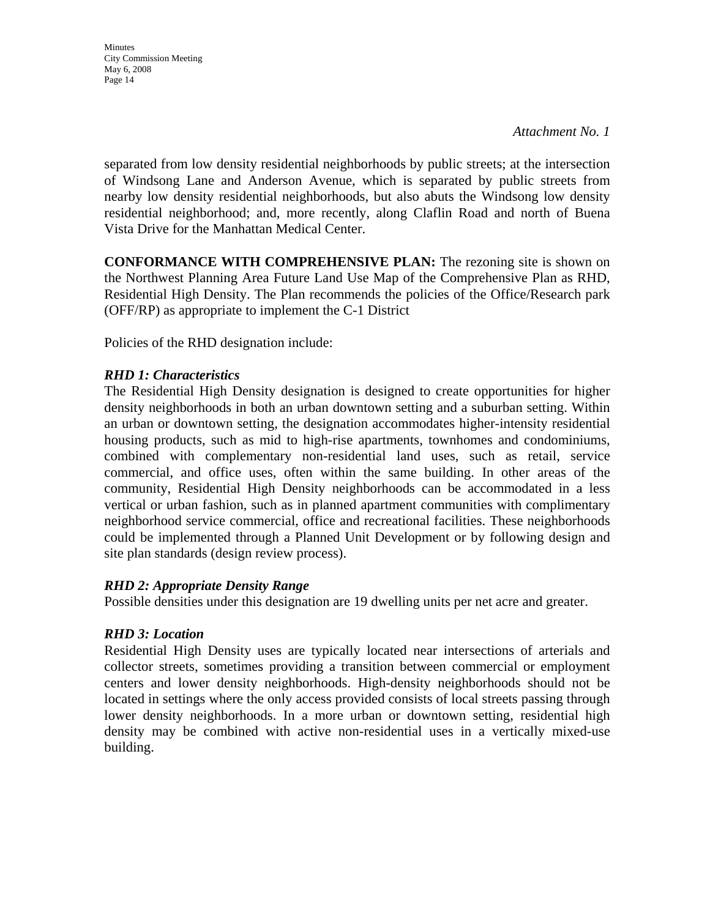*Attachment No. 1*

separated from low density residential neighborhoods by public streets; at the intersection of Windsong Lane and Anderson Avenue, which is separated by public streets from nearby low density residential neighborhoods, but also abuts the Windsong low density residential neighborhood; and, more recently, along Claflin Road and north of Buena Vista Drive for the Manhattan Medical Center.

**CONFORMANCE WITH COMPREHENSIVE PLAN:** The rezoning site is shown on the Northwest Planning Area Future Land Use Map of the Comprehensive Plan as RHD, Residential High Density. The Plan recommends the policies of the Office/Research park (OFF/RP) as appropriate to implement the C-1 District

Policies of the RHD designation include:

***RHD 1: Characteristics***

The Residential High Density designation is designed to create opportunities for higher density neighborhoods in both an urban downtown setting and a suburban setting. Within an urban or downtown setting, the designation accommodates higher-intensity residential housing products, such as mid to high-rise apartments, townhomes and condominiums, combined with complementary non-residential land uses, such as retail, service commercial, and office uses, often within the same building. In other areas of the community, Residential High Density neighborhoods can be accommodated in a less vertical or urban fashion, such as in planned apartment communities with complimentary neighborhood service commercial, office and recreational facilities. These neighborhoods could be implemented through a Planned Unit Development or by following design and site plan standards (design review process).

***RHD 2: Appropriate Density Range***

Possible densities under this designation are 19 dwelling units per net acre and greater.

***RHD 3: Location***

Residential High Density uses are typically located near intersections of arterials and collector streets, sometimes providing a transition between commercial or employment centers and lower density neighborhoods. High-density neighborhoods should not be located in settings where the only access provided consists of local streets passing through lower density neighborhoods. In a more urban or downtown setting, residential high density may be combined with active non-residential uses in a vertically mixed-use building.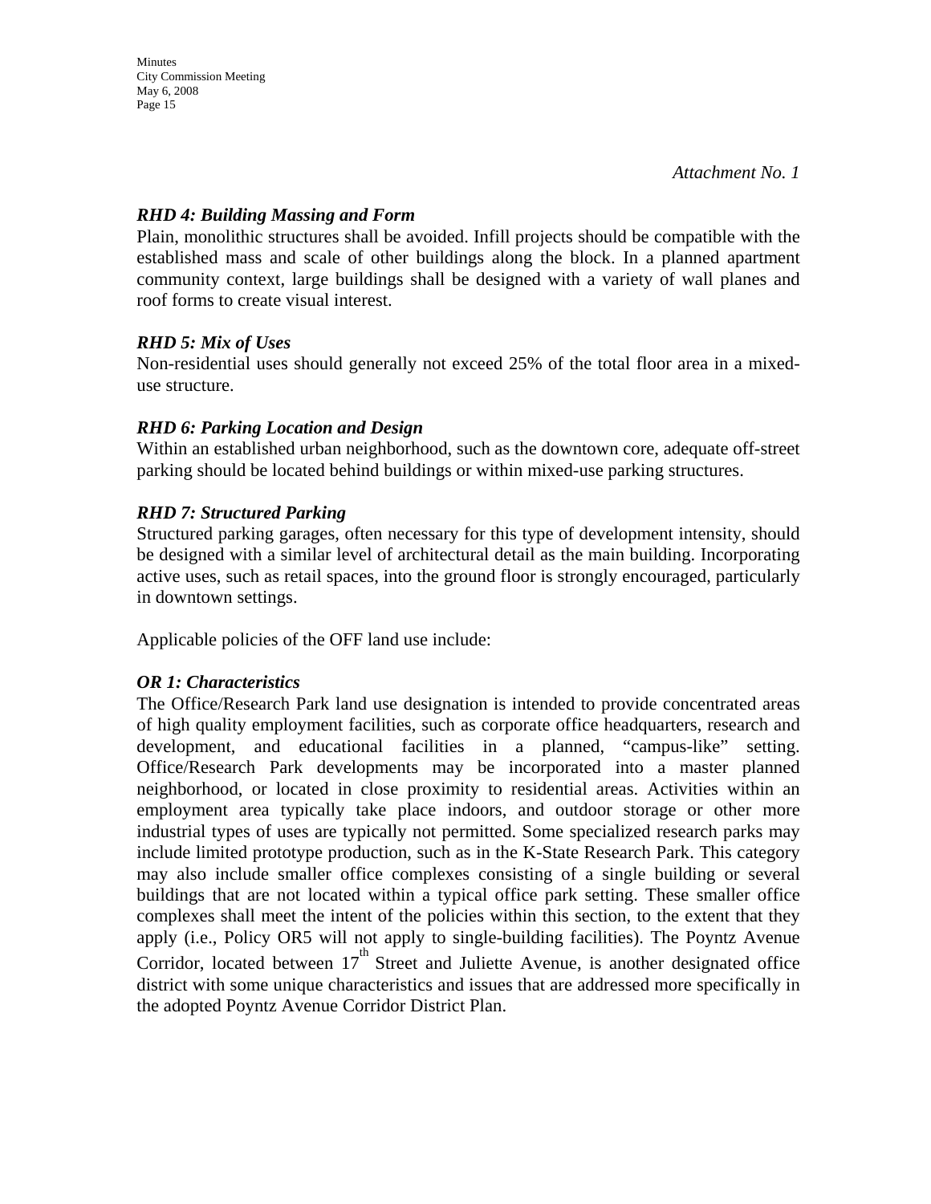*Attachment No. 1*

***RHD 4: Building Massing and Form***

Plain, monolithic structures shall be avoided. Infill projects should be compatible with the established mass and scale of other buildings along the block. In a planned apartment community context, large buildings shall be designed with a variety of wall planes and roof forms to create visual interest.

***RHD 5: Mix of Uses***

Non-residential uses should generally not exceed 25% of the total floor area in a mixed-use structure.

***RHD 6: Parking Location and Design***

Within an established urban neighborhood, such as the downtown core, adequate off-street parking should be located behind buildings or within mixed-use parking structures.

***RHD 7: Structured Parking***

Structured parking garages, often necessary for this type of development intensity, should be designed with a similar level of architectural detail as the main building. Incorporating active uses, such as retail spaces, into the ground floor is strongly encouraged, particularly in downtown settings.

Applicable policies of the OFF land use include:

***OR 1: Characteristics***

The Office/Research Park land use designation is intended to provide concentrated areas of high quality employment facilities, such as corporate office headquarters, research and development, and educational facilities in a planned, "campus-like" setting. Office/Research Park developments may be incorporated into a master planned neighborhood, or located in close proximity to residential areas. Activities within an employment area typically take place indoors, and outdoor storage or other more industrial types of uses are typically not permitted. Some specialized research parks may include limited prototype production, such as in the K-State Research Park. This category may also include smaller office complexes consisting of a single building or several buildings that are not located within a typical office park setting. These smaller office complexes shall meet the intent of the policies within this section, to the extent that they apply (i.e., Policy OR5 will not apply to single-building facilities). The Poyntz Avenue Corridor, located between 17th Street and Juliette Avenue, is another designated office district with some unique characteristics and issues that are addressed more specifically in the adopted Poyntz Avenue Corridor District Plan.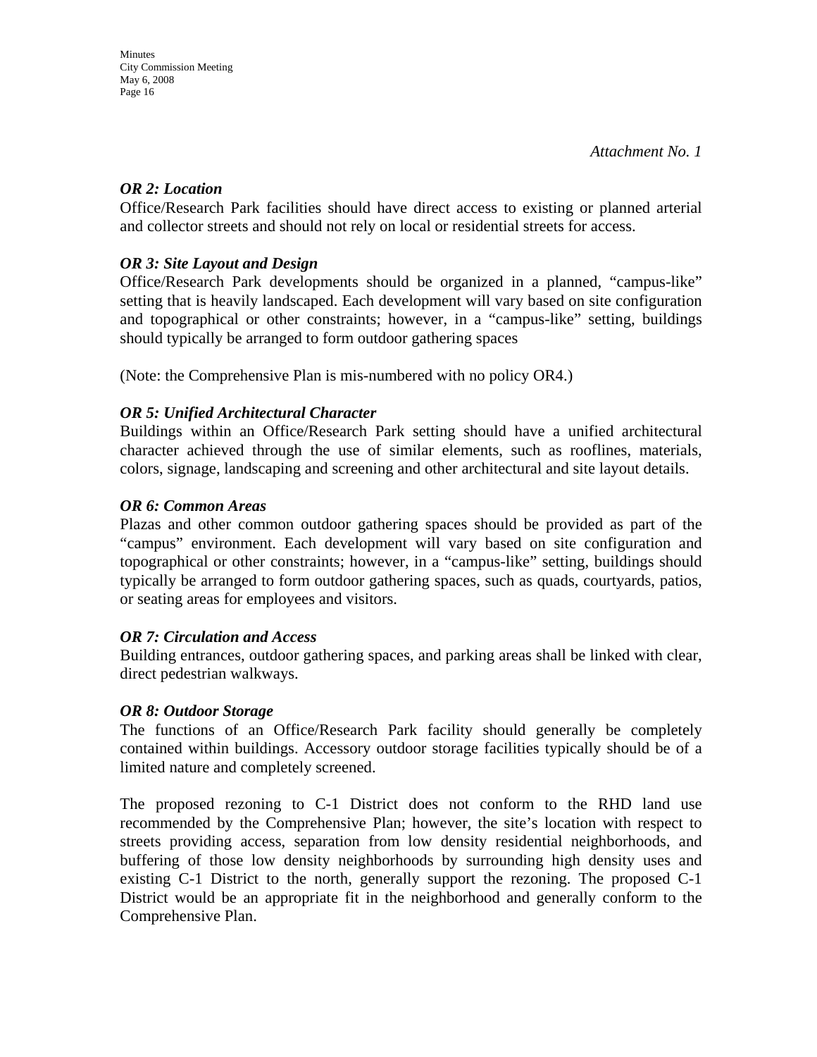*Attachment No. 1*

***OR 2: Location***

Office/Research Park facilities should have direct access to existing or planned arterial and collector streets and should not rely on local or residential streets for access.

***OR 3: Site Layout and Design***

Office/Research Park developments should be organized in a planned, "campus-like" setting that is heavily landscaped. Each development will vary based on site configuration and topographical or other constraints; however, in a "campus-like" setting, buildings should typically be arranged to form outdoor gathering spaces

(Note: the Comprehensive Plan is mis-numbered with no policy OR4.)

***OR 5: Unified Architectural Character***

Buildings within an Office/Research Park setting should have a unified architectural character achieved through the use of similar elements, such as rooflines, materials, colors, signage, landscaping and screening and other architectural and site layout details.

***OR 6: Common Areas***

Plazas and other common outdoor gathering spaces should be provided as part of the "campus" environment. Each development will vary based on site configuration and topographical or other constraints; however, in a "campus-like" setting, buildings should typically be arranged to form outdoor gathering spaces, such as quads, courtyards, patios, or seating areas for employees and visitors.

***OR 7: Circulation and Access***

Building entrances, outdoor gathering spaces, and parking areas shall be linked with clear, direct pedestrian walkways.

***OR 8: Outdoor Storage***

The functions of an Office/Research Park facility should generally be completely contained within buildings. Accessory outdoor storage facilities typically should be of a limited nature and completely screened.

The proposed rezoning to C-1 District does not conform to the RHD land use recommended by the Comprehensive Plan; however, the site's location with respect to streets providing access, separation from low density residential neighborhoods, and buffering of those low density neighborhoods by surrounding high density uses and existing C-1 District to the north, generally support the rezoning. The proposed C-1 District would be an appropriate fit in the neighborhood and generally conform to the Comprehensive Plan.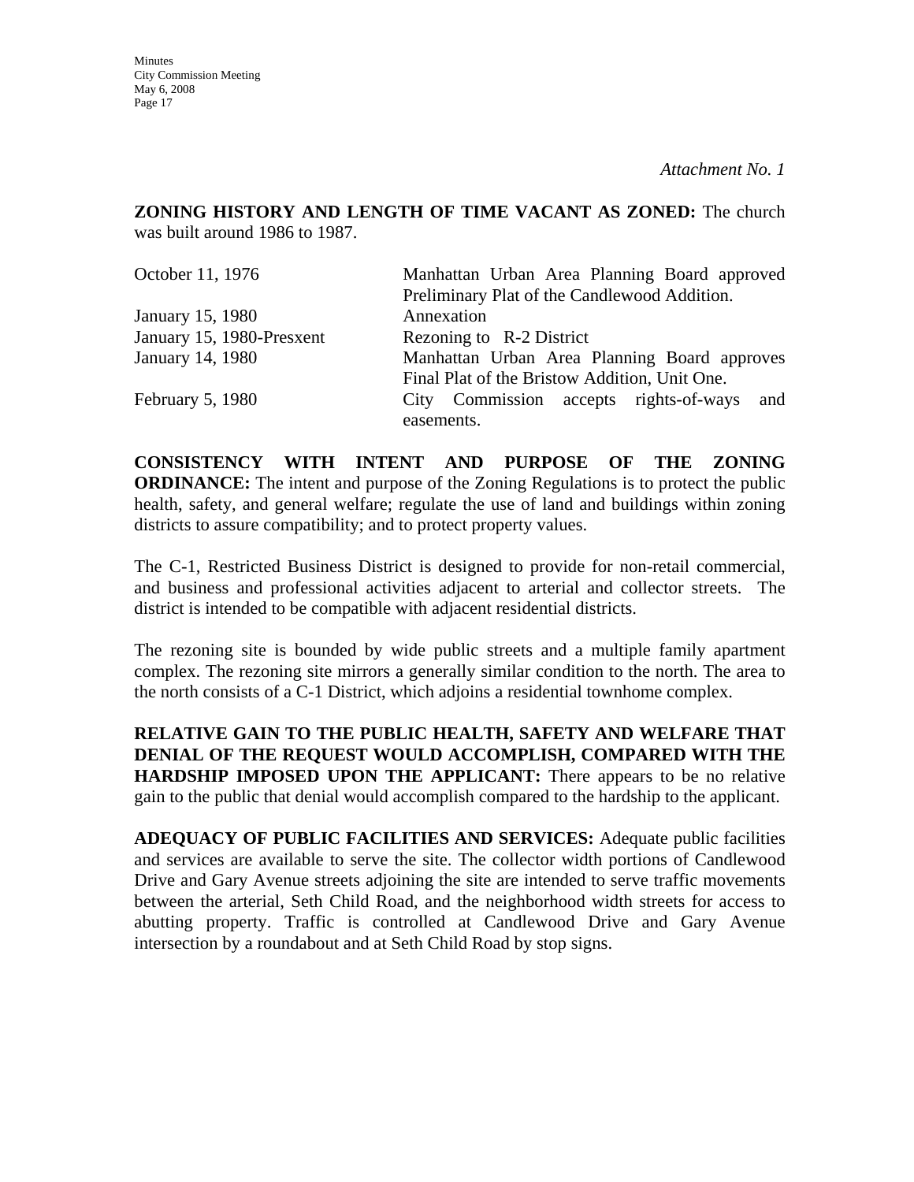*Attachment No. 1*

**ZONING HISTORY AND LENGTH OF TIME VACANT AS ZONED:** The church was built around 1986 to 1987.

| | |
|---|---|
| October 11, 1976 | Manhattan Urban Area Planning Board approved Preliminary Plat of the Candlewood Addition. |
| January 15, 1980 | Annexation |
| January 15, 1980-Presxent | Rezoning to R-2 District |
| January 14, 1980 | Manhattan Urban Area Planning Board approves Final Plat of the Bristow Addition, Unit One. |
| February 5, 1980 | City Commission accepts rights-of-ways and easements. |

**CONSISTENCY WITH INTENT AND PURPOSE OF THE ZONING ORDINANCE:** The intent and purpose of the Zoning Regulations is to protect the public health, safety, and general welfare; regulate the use of land and buildings within zoning districts to assure compatibility; and to protect property values.

The C-1, Restricted Business District is designed to provide for non-retail commercial, and business and professional activities adjacent to arterial and collector streets. The district is intended to be compatible with adjacent residential districts.

The rezoning site is bounded by wide public streets and a multiple family apartment complex. The rezoning site mirrors a generally similar condition to the north. The area to the north consists of a C-1 District, which adjoins a residential townhome complex.

**RELATIVE GAIN TO THE PUBLIC HEALTH, SAFETY AND WELFARE THAT DENIAL OF THE REQUEST WOULD ACCOMPLISH, COMPARED WITH THE HARDSHIP IMPOSED UPON THE APPLICANT:** There appears to be no relative gain to the public that denial would accomplish compared to the hardship to the applicant.

**ADEQUACY OF PUBLIC FACILITIES AND SERVICES:** Adequate public facilities and services are available to serve the site. The collector width portions of Candlewood Drive and Gary Avenue streets adjoining the site are intended to serve traffic movements between the arterial, Seth Child Road, and the neighborhood width streets for access to abutting property. Traffic is controlled at Candlewood Drive and Gary Avenue intersection by a roundabout and at Seth Child Road by stop signs.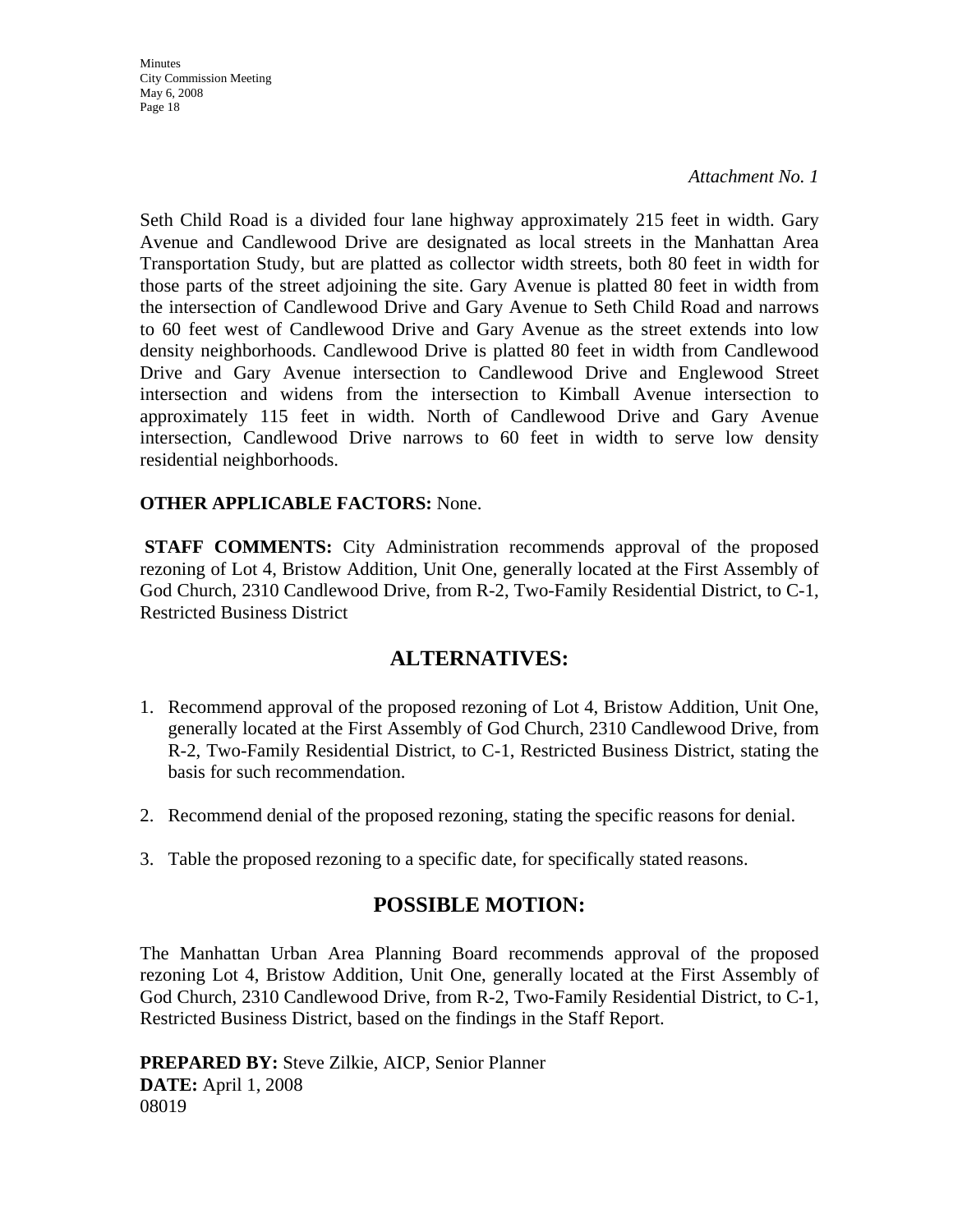*Attachment No. 1*

Seth Child Road is a divided four lane highway approximately 215 feet in width. Gary Avenue and Candlewood Drive are designated as local streets in the Manhattan Area Transportation Study, but are platted as collector width streets, both 80 feet in width for those parts of the street adjoining the site. Gary Avenue is platted 80 feet in width from the intersection of Candlewood Drive and Gary Avenue to Seth Child Road and narrows to 60 feet west of Candlewood Drive and Gary Avenue as the street extends into low density neighborhoods. Candlewood Drive is platted 80 feet in width from Candlewood Drive and Gary Avenue intersection to Candlewood Drive and Englewood Street intersection and widens from the intersection to Kimball Avenue intersection to approximately 115 feet in width. North of Candlewood Drive and Gary Avenue intersection, Candlewood Drive narrows to 60 feet in width to serve low density residential neighborhoods.

**OTHER APPLICABLE FACTORS:** None.

**STAFF COMMENTS:** City Administration recommends approval of the proposed rezoning of Lot 4, Bristow Addition, Unit One, generally located at the First Assembly of God Church, 2310 Candlewood Drive, from R-2, Two-Family Residential District, to C-1, Restricted Business District

## ALTERNATIVES:

1. Recommend approval of the proposed rezoning of Lot 4, Bristow Addition, Unit One, generally located at the First Assembly of God Church, 2310 Candlewood Drive, from R-2, Two-Family Residential District, to C-1, Restricted Business District, stating the basis for such recommendation.

2. Recommend denial of the proposed rezoning, stating the specific reasons for denial.

3. Table the proposed rezoning to a specific date, for specifically stated reasons.

## POSSIBLE MOTION:

The Manhattan Urban Area Planning Board recommends approval of the proposed rezoning Lot 4, Bristow Addition, Unit One, generally located at the First Assembly of God Church, 2310 Candlewood Drive, from R-2, Two-Family Residential District, to C-1, Restricted Business District, based on the findings in the Staff Report.

**PREPARED BY:** Steve Zilkie, AICP, Senior Planner
**DATE:** April 1, 2008
08019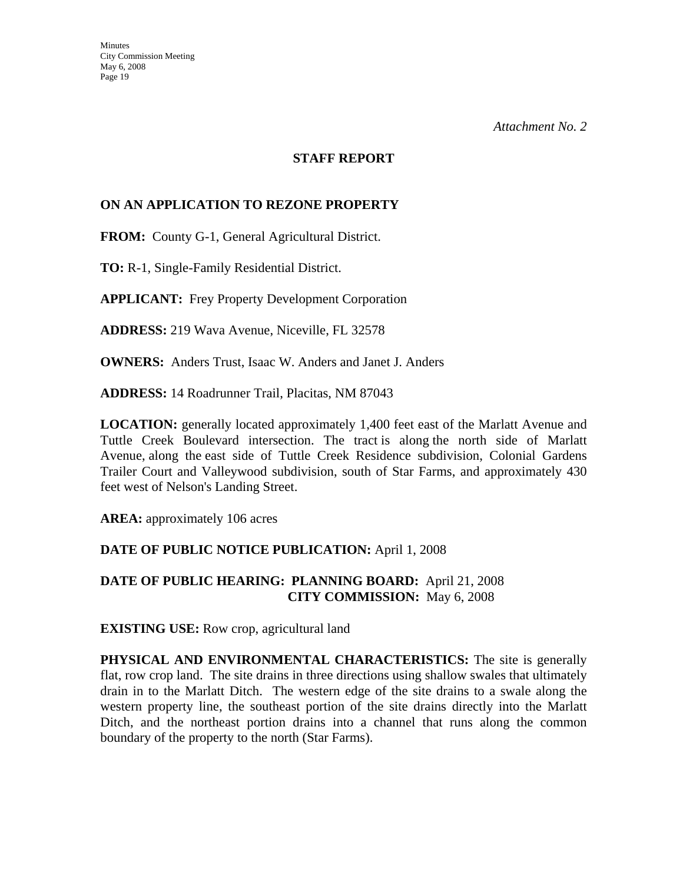*Attachment No. 2*

## STAFF REPORT

**ON AN APPLICATION TO REZONE PROPERTY**

**FROM:** County G-1, General Agricultural District.

**TO:** R-1, Single-Family Residential District.

**APPLICANT:** Frey Property Development Corporation

**ADDRESS:** 219 Wava Avenue, Niceville, FL 32578

**OWNERS:** Anders Trust, Isaac W. Anders and Janet J. Anders

**ADDRESS:** 14 Roadrunner Trail, Placitas, NM 87043

**LOCATION:** generally located approximately 1,400 feet east of the Marlatt Avenue and Tuttle Creek Boulevard intersection. The tract is along the north side of Marlatt Avenue, along the east side of Tuttle Creek Residence subdivision, Colonial Gardens Trailer Court and Valleywood subdivision, south of Star Farms, and approximately 430 feet west of Nelson's Landing Street.

**AREA:** approximately 106 acres

**DATE OF PUBLIC NOTICE PUBLICATION:** April 1, 2008

**DATE OF PUBLIC HEARING: PLANNING BOARD:** April 21, 2008
**CITY COMMISSION:** May 6, 2008

**EXISTING USE:** Row crop, agricultural land

**PHYSICAL AND ENVIRONMENTAL CHARACTERISTICS:** The site is generally flat, row crop land. The site drains in three directions using shallow swales that ultimately drain in to the Marlatt Ditch. The western edge of the site drains to a swale along the western property line, the southeast portion of the site drains directly into the Marlatt Ditch, and the northeast portion drains into a channel that runs along the common boundary of the property to the north (Star Farms).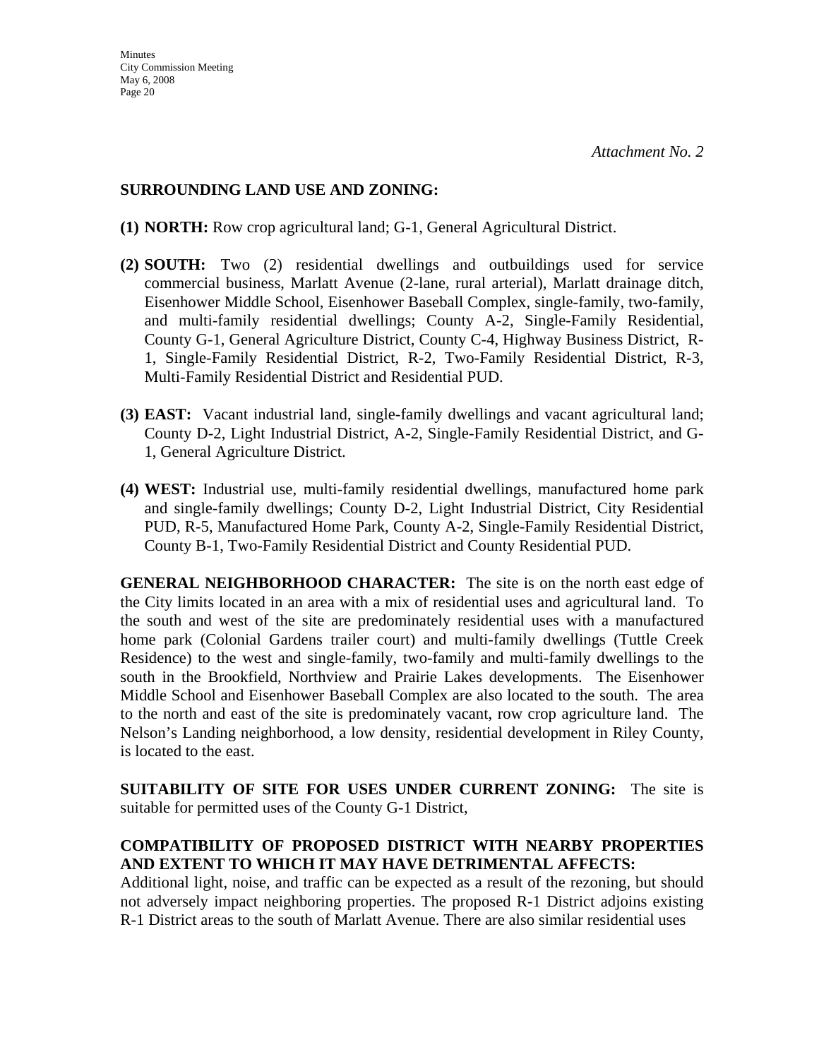*Attachment No. 2*

**SURROUNDING LAND USE AND ZONING:**

**(1) NORTH:** Row crop agricultural land; G-1, General Agricultural District.

**(2) SOUTH:** Two (2) residential dwellings and outbuildings used for service commercial business, Marlatt Avenue (2-lane, rural arterial), Marlatt drainage ditch, Eisenhower Middle School, Eisenhower Baseball Complex, single-family, two-family, and multi-family residential dwellings; County A-2, Single-Family Residential, County G-1, General Agriculture District, County C-4, Highway Business District, R-1, Single-Family Residential District, R-2, Two-Family Residential District, R-3, Multi-Family Residential District and Residential PUD.

**(3) EAST:** Vacant industrial land, single-family dwellings and vacant agricultural land; County D-2, Light Industrial District, A-2, Single-Family Residential District, and G-1, General Agriculture District.

**(4) WEST:** Industrial use, multi-family residential dwellings, manufactured home park and single-family dwellings; County D-2, Light Industrial District, City Residential PUD, R-5, Manufactured Home Park, County A-2, Single-Family Residential District, County B-1, Two-Family Residential District and County Residential PUD.

**GENERAL NEIGHBORHOOD CHARACTER:** The site is on the north east edge of the City limits located in an area with a mix of residential uses and agricultural land. To the south and west of the site are predominately residential uses with a manufactured home park (Colonial Gardens trailer court) and multi-family dwellings (Tuttle Creek Residence) to the west and single-family, two-family and multi-family dwellings to the south in the Brookfield, Northview and Prairie Lakes developments. The Eisenhower Middle School and Eisenhower Baseball Complex are also located to the south. The area to the north and east of the site is predominately vacant, row crop agriculture land. The Nelson's Landing neighborhood, a low density, residential development in Riley County, is located to the east.

**SUITABILITY OF SITE FOR USES UNDER CURRENT ZONING:** The site is suitable for permitted uses of the County G-1 District,

**COMPATIBILITY OF PROPOSED DISTRICT WITH NEARBY PROPERTIES AND EXTENT TO WHICH IT MAY HAVE DETRIMENTAL AFFECTS:**
Additional light, noise, and traffic can be expected as a result of the rezoning, but should not adversely impact neighboring properties. The proposed R-1 District adjoins existing R-1 District areas to the south of Marlatt Avenue. There are also similar residential uses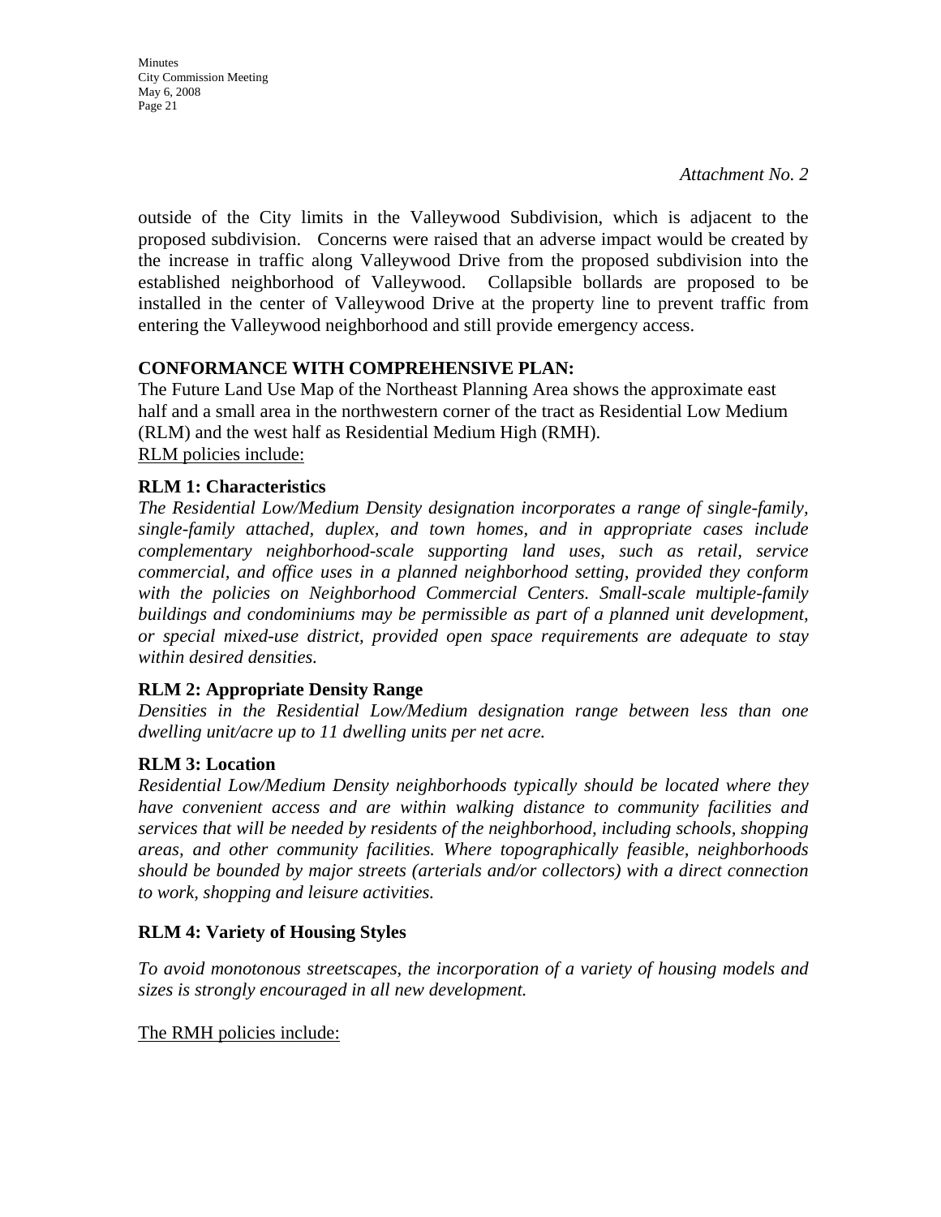*Attachment No. 2*

outside of the City limits in the Valleywood Subdivision, which is adjacent to the proposed subdivision. Concerns were raised that an adverse impact would be created by the increase in traffic along Valleywood Drive from the proposed subdivision into the established neighborhood of Valleywood. Collapsible bollards are proposed to be installed in the center of Valleywood Drive at the property line to prevent traffic from entering the Valleywood neighborhood and still provide emergency access.

**CONFORMANCE WITH COMPREHENSIVE PLAN:**
The Future Land Use Map of the Northeast Planning Area shows the approximate east half and a small area in the northwestern corner of the tract as Residential Low Medium (RLM) and the west half as Residential Medium High (RMH).
RLM policies include:

**RLM 1: Characteristics**
*The Residential Low/Medium Density designation incorporates a range of single-family, single-family attached, duplex, and town homes, and in appropriate cases include complementary neighborhood-scale supporting land uses, such as retail, service commercial, and office uses in a planned neighborhood setting, provided they conform with the policies on Neighborhood Commercial Centers. Small-scale multiple-family buildings and condominiums may be permissible as part of a planned unit development, or special mixed-use district, provided open space requirements are adequate to stay within desired densities.*

**RLM 2: Appropriate Density Range**
*Densities in the Residential Low/Medium designation range between less than one dwelling unit/acre up to 11 dwelling units per net acre.*

**RLM 3: Location**
*Residential Low/Medium Density neighborhoods typically should be located where they have convenient access and are within walking distance to community facilities and services that will be needed by residents of the neighborhood, including schools, shopping areas, and other community facilities. Where topographically feasible, neighborhoods should be bounded by major streets (arterials and/or collectors) with a direct connection to work, shopping and leisure activities.*

**RLM 4: Variety of Housing Styles**

*To avoid monotonous streetscapes, the incorporation of a variety of housing models and sizes is strongly encouraged in all new development.*

The RMH policies include: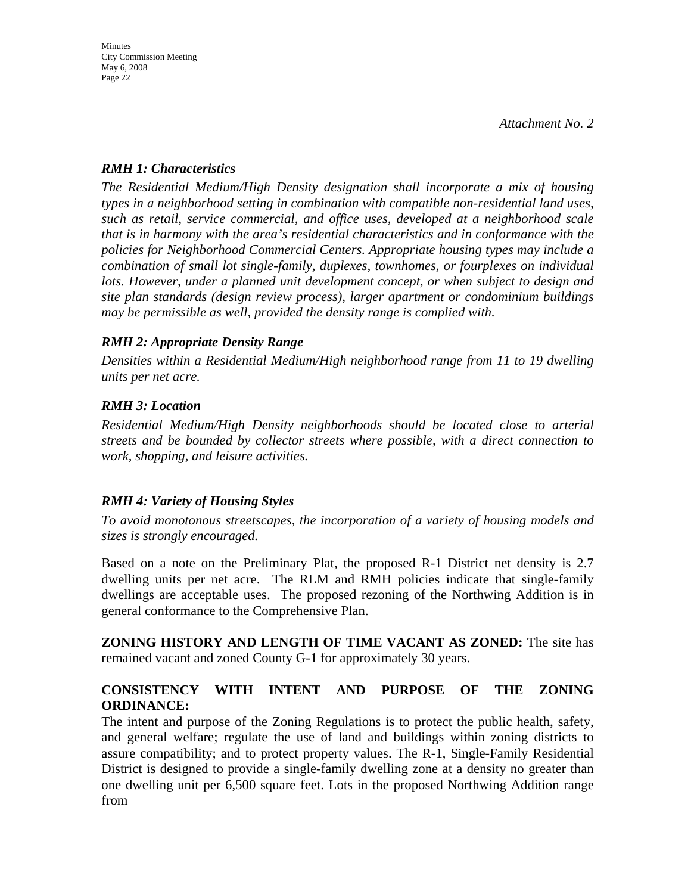*Attachment No. 2*

***RMH 1: Characteristics***

*The Residential Medium/High Density designation shall incorporate a mix of housing types in a neighborhood setting in combination with compatible non-residential land uses, such as retail, service commercial, and office uses, developed at a neighborhood scale that is in harmony with the area's residential characteristics and in conformance with the policies for Neighborhood Commercial Centers. Appropriate housing types may include a combination of small lot single-family, duplexes, townhomes, or fourplexes on individual lots. However, under a planned unit development concept, or when subject to design and site plan standards (design review process), larger apartment or condominium buildings may be permissible as well, provided the density range is complied with.*

***RMH 2: Appropriate Density Range***

*Densities within a Residential Medium/High neighborhood range from 11 to 19 dwelling units per net acre.*

***RMH 3: Location***

*Residential Medium/High Density neighborhoods should be located close to arterial streets and be bounded by collector streets where possible, with a direct connection to work, shopping, and leisure activities.*

***RMH 4: Variety of Housing Styles***

*To avoid monotonous streetscapes, the incorporation of a variety of housing models and sizes is strongly encouraged.*

Based on a note on the Preliminary Plat, the proposed R-1 District net density is 2.7 dwelling units per net acre. The RLM and RMH policies indicate that single-family dwellings are acceptable uses. The proposed rezoning of the Northwing Addition is in general conformance to the Comprehensive Plan.

**ZONING HISTORY AND LENGTH OF TIME VACANT AS ZONED:** The site has remained vacant and zoned County G-1 for approximately 30 years.

**CONSISTENCY WITH INTENT AND PURPOSE OF THE ZONING ORDINANCE:**

The intent and purpose of the Zoning Regulations is to protect the public health, safety, and general welfare; regulate the use of land and buildings within zoning districts to assure compatibility; and to protect property values. The R-1, Single-Family Residential District is designed to provide a single-family dwelling zone at a density no greater than one dwelling unit per 6,500 square feet. Lots in the proposed Northwing Addition range from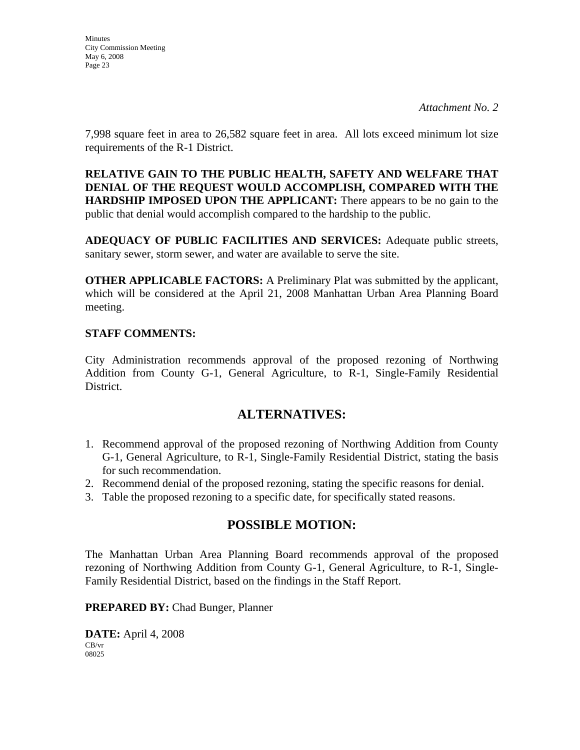*Attachment No. 2*

7,998 square feet in area to 26,582 square feet in area. All lots exceed minimum lot size requirements of the R-1 District.

**RELATIVE GAIN TO THE PUBLIC HEALTH, SAFETY AND WELFARE THAT DENIAL OF THE REQUEST WOULD ACCOMPLISH, COMPARED WITH THE HARDSHIP IMPOSED UPON THE APPLICANT:** There appears to be no gain to the public that denial would accomplish compared to the hardship to the public.

**ADEQUACY OF PUBLIC FACILITIES AND SERVICES:** Adequate public streets, sanitary sewer, storm sewer, and water are available to serve the site.

**OTHER APPLICABLE FACTORS:** A Preliminary Plat was submitted by the applicant, which will be considered at the April 21, 2008 Manhattan Urban Area Planning Board meeting.

**STAFF COMMENTS:**

City Administration recommends approval of the proposed rezoning of Northwing Addition from County G-1, General Agriculture, to R-1, Single-Family Residential District.

## ALTERNATIVES:

1. Recommend approval of the proposed rezoning of Northwing Addition from County G-1, General Agriculture, to R-1, Single-Family Residential District, stating the basis for such recommendation.
2. Recommend denial of the proposed rezoning, stating the specific reasons for denial.
3. Table the proposed rezoning to a specific date, for specifically stated reasons.

## POSSIBLE MOTION:

The Manhattan Urban Area Planning Board recommends approval of the proposed rezoning of Northwing Addition from County G-1, General Agriculture, to R-1, Single-Family Residential District, based on the findings in the Staff Report.

**PREPARED BY:** Chad Bunger, Planner

**DATE:** April 4, 2008

CB/vr
08025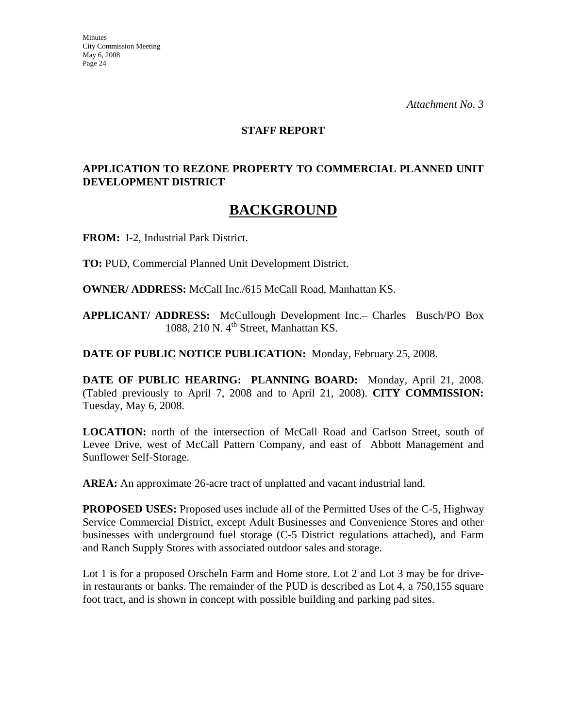*Attachment No. 3*

**STAFF REPORT**

**APPLICATION TO REZONE PROPERTY TO COMMERCIAL PLANNED UNIT DEVELOPMENT DISTRICT**

# BACKGROUND

**FROM:** I-2, Industrial Park District.

**TO:** PUD, Commercial Planned Unit Development District.

**OWNER/ ADDRESS:** McCall Inc./615 McCall Road, Manhattan KS.

**APPLICANT/ ADDRESS:** McCullough Development Inc.– Charles Busch/PO Box 1088, 210 N. 4th Street, Manhattan KS.

**DATE OF PUBLIC NOTICE PUBLICATION:** Monday, February 25, 2008.

**DATE OF PUBLIC HEARING: PLANNING BOARD:** Monday, April 21, 2008. (Tabled previously to April 7, 2008 and to April 21, 2008). **CITY COMMISSION:** Tuesday, May 6, 2008.

**LOCATION:** north of the intersection of McCall Road and Carlson Street, south of Levee Drive, west of McCall Pattern Company, and east of Abbott Management and Sunflower Self-Storage.

**AREA:** An approximate 26-acre tract of unplatted and vacant industrial land.

**PROPOSED USES:** Proposed uses include all of the Permitted Uses of the C-5, Highway Service Commercial District, except Adult Businesses and Convenience Stores and other businesses with underground fuel storage (C-5 District regulations attached), and Farm and Ranch Supply Stores with associated outdoor sales and storage.

Lot 1 is for a proposed Orscheln Farm and Home store. Lot 2 and Lot 3 may be for drive-in restaurants or banks. The remainder of the PUD is described as Lot 4, a 750,155 square foot tract, and is shown in concept with possible building and parking pad sites.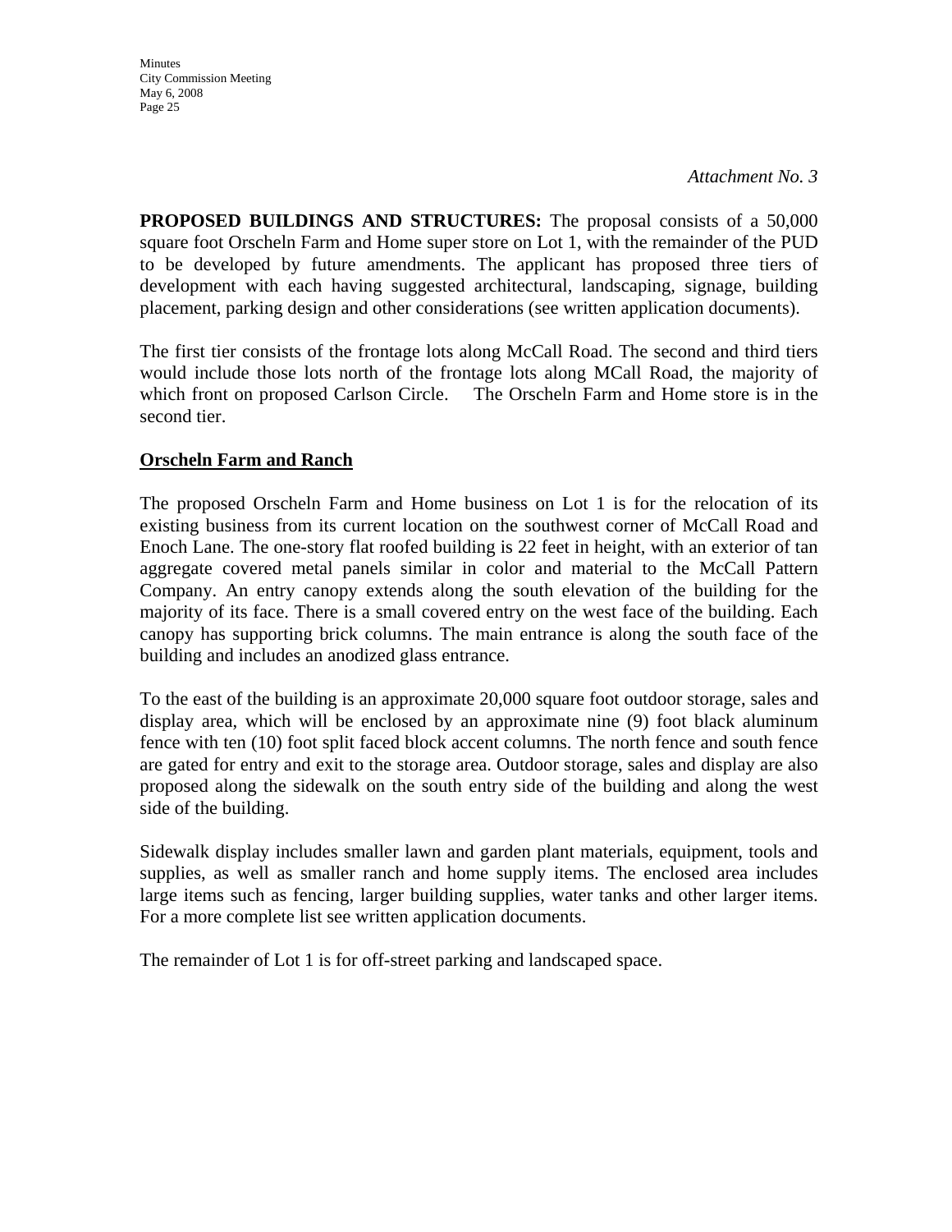*Attachment No. 3*

**PROPOSED BUILDINGS AND STRUCTURES:** The proposal consists of a 50,000 square foot Orscheln Farm and Home super store on Lot 1, with the remainder of the PUD to be developed by future amendments. The applicant has proposed three tiers of development with each having suggested architectural, landscaping, signage, building placement, parking design and other considerations (see written application documents).

The first tier consists of the frontage lots along McCall Road. The second and third tiers would include those lots north of the frontage lots along MCall Road, the majority of which front on proposed Carlson Circle. The Orscheln Farm and Home store is in the second tier.

**Orscheln Farm and Ranch**

The proposed Orscheln Farm and Home business on Lot 1 is for the relocation of its existing business from its current location on the southwest corner of McCall Road and Enoch Lane. The one-story flat roofed building is 22 feet in height, with an exterior of tan aggregate covered metal panels similar in color and material to the McCall Pattern Company. An entry canopy extends along the south elevation of the building for the majority of its face. There is a small covered entry on the west face of the building. Each canopy has supporting brick columns. The main entrance is along the south face of the building and includes an anodized glass entrance.

To the east of the building is an approximate 20,000 square foot outdoor storage, sales and display area, which will be enclosed by an approximate nine (9) foot black aluminum fence with ten (10) foot split faced block accent columns. The north fence and south fence are gated for entry and exit to the storage area. Outdoor storage, sales and display are also proposed along the sidewalk on the south entry side of the building and along the west side of the building.

Sidewalk display includes smaller lawn and garden plant materials, equipment, tools and supplies, as well as smaller ranch and home supply items. The enclosed area includes large items such as fencing, larger building supplies, water tanks and other larger items. For a more complete list see written application documents.

The remainder of Lot 1 is for off-street parking and landscaped space.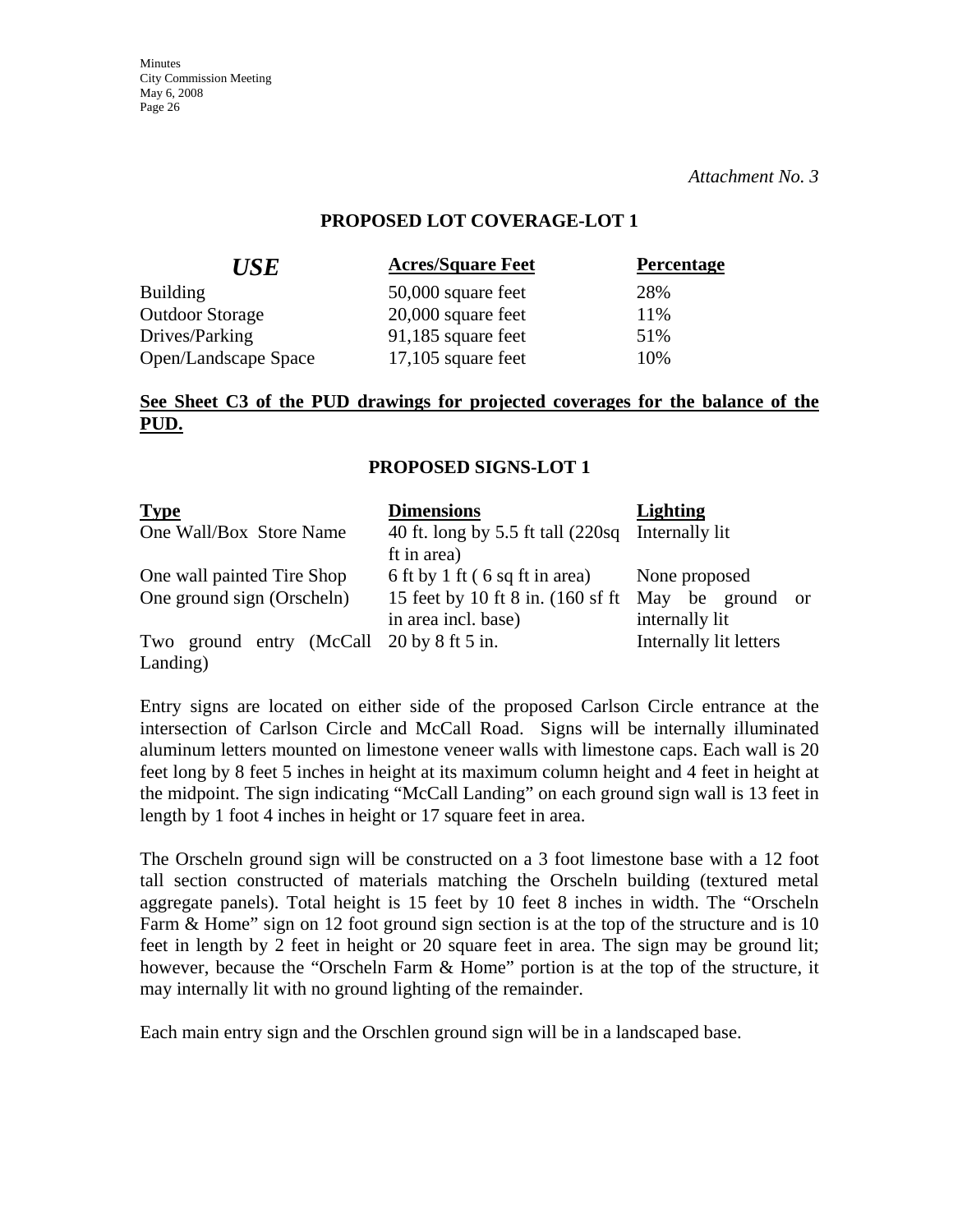*Attachment No. 3*

**PROPOSED LOT COVERAGE-LOT 1**

| ***USE*** | **Acres/Square Feet** | **Percentage** |
|---|---|---|
| Building | 50,000 square feet | 28% |
| Outdoor Storage | 20,000 square feet | 11% |
| Drives/Parking | 91,185 square feet | 51% |
| Open/Landscape Space | 17,105 square feet | 10% |

**See Sheet C3 of the PUD drawings for projected coverages for the balance of the PUD.**

**PROPOSED SIGNS-LOT 1**

| **Type** | **Dimensions** | **Lighting** |
|---|---|---|
| One Wall/Box Store Name | 40 ft. long by 5.5 ft tall (220sq ft in area) | Internally lit |
| One wall painted Tire Shop | 6 ft by 1 ft ( 6 sq ft in area) | None proposed |
| One ground sign (Orscheln) | 15 feet by 10 ft 8 in. (160 sf ft in area incl. base) | May be ground or internally lit |
| Two ground entry (McCall Landing) | 20 by 8 ft 5 in. | Internally lit letters |

Entry signs are located on either side of the proposed Carlson Circle entrance at the intersection of Carlson Circle and McCall Road. Signs will be internally illuminated aluminum letters mounted on limestone veneer walls with limestone caps. Each wall is 20 feet long by 8 feet 5 inches in height at its maximum column height and 4 feet in height at the midpoint. The sign indicating "McCall Landing" on each ground sign wall is 13 feet in length by 1 foot 4 inches in height or 17 square feet in area.

The Orscheln ground sign will be constructed on a 3 foot limestone base with a 12 foot tall section constructed of materials matching the Orscheln building (textured metal aggregate panels). Total height is 15 feet by 10 feet 8 inches in width. The "Orscheln Farm & Home" sign on 12 foot ground sign section is at the top of the structure and is 10 feet in length by 2 feet in height or 20 square feet in area. The sign may be ground lit; however, because the "Orscheln Farm & Home" portion is at the top of the structure, it may internally lit with no ground lighting of the remainder.

Each main entry sign and the Orschlen ground sign will be in a landscaped base.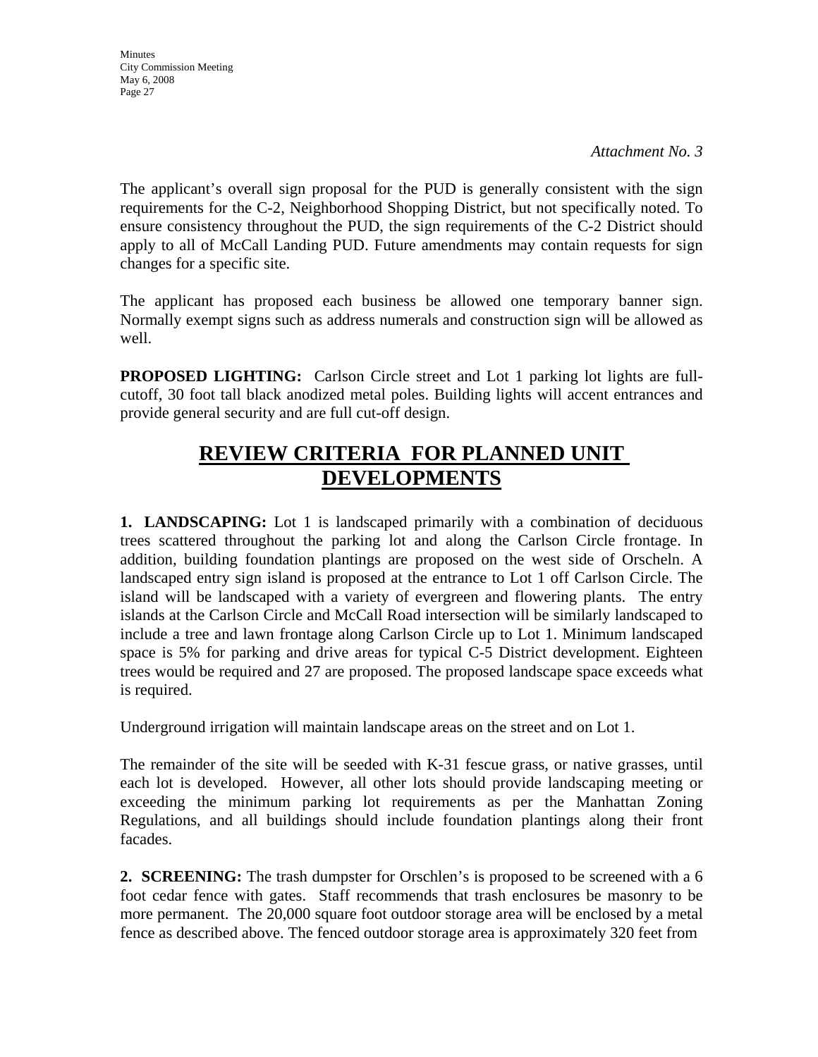*Attachment No. 3*

The applicant's overall sign proposal for the PUD is generally consistent with the sign requirements for the C-2, Neighborhood Shopping District, but not specifically noted. To ensure consistency throughout the PUD, the sign requirements of the C-2 District should apply to all of McCall Landing PUD. Future amendments may contain requests for sign changes for a specific site.

The applicant has proposed each business be allowed one temporary banner sign. Normally exempt signs such as address numerals and construction sign will be allowed as well.

**PROPOSED LIGHTING:** Carlson Circle street and Lot 1 parking lot lights are full-cutoff, 30 foot tall black anodized metal poles. Building lights will accent entrances and provide general security and are full cut-off design.

# REVIEW CRITERIA FOR PLANNED UNIT DEVELOPMENTS

**1. LANDSCAPING:** Lot 1 is landscaped primarily with a combination of deciduous trees scattered throughout the parking lot and along the Carlson Circle frontage. In addition, building foundation plantings are proposed on the west side of Orscheln. A landscaped entry sign island is proposed at the entrance to Lot 1 off Carlson Circle. The island will be landscaped with a variety of evergreen and flowering plants. The entry islands at the Carlson Circle and McCall Road intersection will be similarly landscaped to include a tree and lawn frontage along Carlson Circle up to Lot 1. Minimum landscaped space is 5% for parking and drive areas for typical C-5 District development. Eighteen trees would be required and 27 are proposed. The proposed landscape space exceeds what is required.

Underground irrigation will maintain landscape areas on the street and on Lot 1.

The remainder of the site will be seeded with K-31 fescue grass, or native grasses, until each lot is developed. However, all other lots should provide landscaping meeting or exceeding the minimum parking lot requirements as per the Manhattan Zoning Regulations, and all buildings should include foundation plantings along their front facades.

**2. SCREENING:** The trash dumpster for Orschlen's is proposed to be screened with a 6 foot cedar fence with gates. Staff recommends that trash enclosures be masonry to be more permanent. The 20,000 square foot outdoor storage area will be enclosed by a metal fence as described above. The fenced outdoor storage area is approximately 320 feet from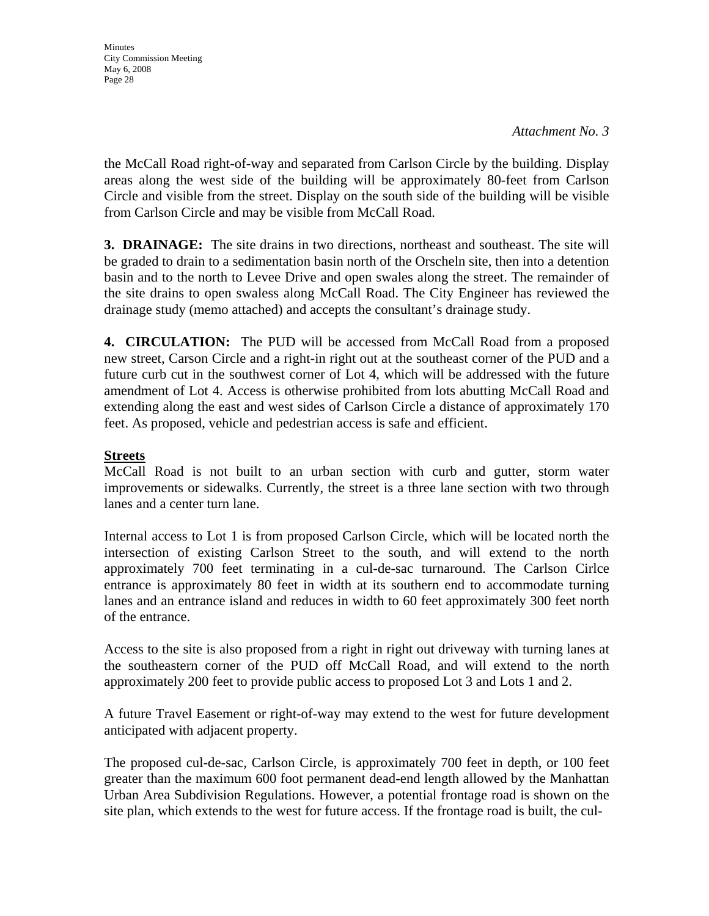*Attachment No. 3*

the McCall Road right-of-way and separated from Carlson Circle by the building. Display areas along the west side of the building will be approximately 80-feet from Carlson Circle and visible from the street. Display on the south side of the building will be visible from Carlson Circle and may be visible from McCall Road.

**3. DRAINAGE:** The site drains in two directions, northeast and southeast. The site will be graded to drain to a sedimentation basin north of the Orscheln site, then into a detention basin and to the north to Levee Drive and open swales along the street. The remainder of the site drains to open swaless along McCall Road. The City Engineer has reviewed the drainage study (memo attached) and accepts the consultant's drainage study.

**4. CIRCULATION:** The PUD will be accessed from McCall Road from a proposed new street, Carson Circle and a right-in right out at the southeast corner of the PUD and a future curb cut in the southwest corner of Lot 4, which will be addressed with the future amendment of Lot 4. Access is otherwise prohibited from lots abutting McCall Road and extending along the east and west sides of Carlson Circle a distance of approximately 170 feet. As proposed, vehicle and pedestrian access is safe and efficient.

**Streets**

McCall Road is not built to an urban section with curb and gutter, storm water improvements or sidewalks. Currently, the street is a three lane section with two through lanes and a center turn lane.

Internal access to Lot 1 is from proposed Carlson Circle, which will be located north the intersection of existing Carlson Street to the south, and will extend to the north approximately 700 feet terminating in a cul-de-sac turnaround. The Carlson Cirlce entrance is approximately 80 feet in width at its southern end to accommodate turning lanes and an entrance island and reduces in width to 60 feet approximately 300 feet north of the entrance.

Access to the site is also proposed from a right in right out driveway with turning lanes at the southeastern corner of the PUD off McCall Road, and will extend to the north approximately 200 feet to provide public access to proposed Lot 3 and Lots 1 and 2.

A future Travel Easement or right-of-way may extend to the west for future development anticipated with adjacent property.

The proposed cul-de-sac, Carlson Circle, is approximately 700 feet in depth, or 100 feet greater than the maximum 600 foot permanent dead-end length allowed by the Manhattan Urban Area Subdivision Regulations. However, a potential frontage road is shown on the site plan, which extends to the west for future access. If the frontage road is built, the cul-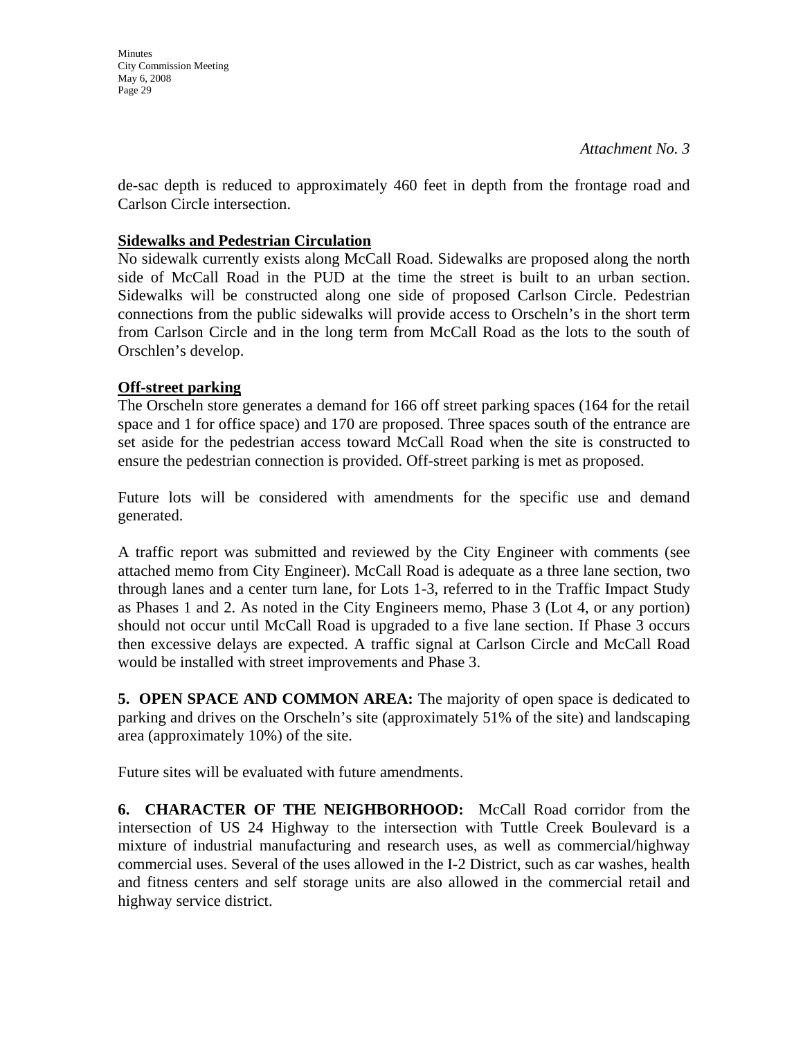*Attachment No. 3*

de-sac depth is reduced to approximately 460 feet in depth from the frontage road and Carlson Circle intersection.

**Sidewalks and Pedestrian Circulation**

No sidewalk currently exists along McCall Road. Sidewalks are proposed along the north side of McCall Road in the PUD at the time the street is built to an urban section. Sidewalks will be constructed along one side of proposed Carlson Circle. Pedestrian connections from the public sidewalks will provide access to Orscheln's in the short term from Carlson Circle and in the long term from McCall Road as the lots to the south of Orschlen's develop.

**Off-street parking**

The Orscheln store generates a demand for 166 off street parking spaces (164 for the retail space and 1 for office space) and 170 are proposed. Three spaces south of the entrance are set aside for the pedestrian access toward McCall Road when the site is constructed to ensure the pedestrian connection is provided. Off-street parking is met as proposed.

Future lots will be considered with amendments for the specific use and demand generated.

A traffic report was submitted and reviewed by the City Engineer with comments (see attached memo from City Engineer). McCall Road is adequate as a three lane section, two through lanes and a center turn lane, for Lots 1-3, referred to in the Traffic Impact Study as Phases 1 and 2. As noted in the City Engineers memo, Phase 3 (Lot 4, or any portion) should not occur until McCall Road is upgraded to a five lane section. If Phase 3 occurs then excessive delays are expected. A traffic signal at Carlson Circle and McCall Road would be installed with street improvements and Phase 3.

**5. OPEN SPACE AND COMMON AREA:** The majority of open space is dedicated to parking and drives on the Orscheln's site (approximately 51% of the site) and landscaping area (approximately 10%) of the site.

Future sites will be evaluated with future amendments.

**6. CHARACTER OF THE NEIGHBORHOOD:** McCall Road corridor from the intersection of US 24 Highway to the intersection with Tuttle Creek Boulevard is a mixture of industrial manufacturing and research uses, as well as commercial/highway commercial uses. Several of the uses allowed in the I-2 District, such as car washes, health and fitness centers and self storage units are also allowed in the commercial retail and highway service district.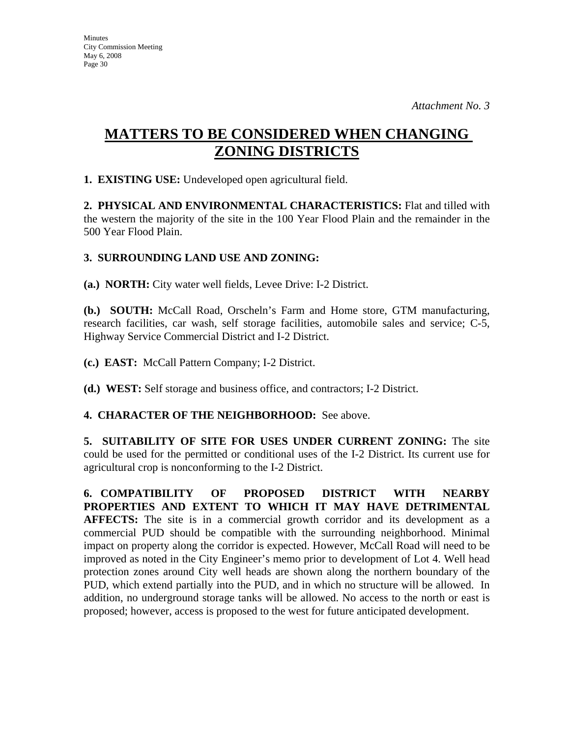*Attachment No. 3*

# MATTERS TO BE CONSIDERED WHEN CHANGING ZONING DISTRICTS

**1. EXISTING USE:** Undeveloped open agricultural field.

**2. PHYSICAL AND ENVIRONMENTAL CHARACTERISTICS:** Flat and tilled with the western the majority of the site in the 100 Year Flood Plain and the remainder in the 500 Year Flood Plain.

**3. SURROUNDING LAND USE AND ZONING:**

**(a.) NORTH:** City water well fields, Levee Drive: I-2 District.

**(b.) SOUTH:** McCall Road, Orscheln's Farm and Home store, GTM manufacturing, research facilities, car wash, self storage facilities, automobile sales and service; C-5, Highway Service Commercial District and I-2 District.

**(c.) EAST:** McCall Pattern Company; I-2 District.

**(d.) WEST:** Self storage and business office, and contractors; I-2 District.

**4. CHARACTER OF THE NEIGHBORHOOD:** See above.

**5. SUITABILITY OF SITE FOR USES UNDER CURRENT ZONING:** The site could be used for the permitted or conditional uses of the I-2 District. Its current use for agricultural crop is nonconforming to the I-2 District.

**6. COMPATIBILITY OF PROPOSED DISTRICT WITH NEARBY PROPERTIES AND EXTENT TO WHICH IT MAY HAVE DETRIMENTAL AFFECTS:** The site is in a commercial growth corridor and its development as a commercial PUD should be compatible with the surrounding neighborhood. Minimal impact on property along the corridor is expected. However, McCall Road will need to be improved as noted in the City Engineer's memo prior to development of Lot 4. Well head protection zones around City well heads are shown along the northern boundary of the PUD, which extend partially into the PUD, and in which no structure will be allowed. In addition, no underground storage tanks will be allowed. No access to the north or east is proposed; however, access is proposed to the west for future anticipated development.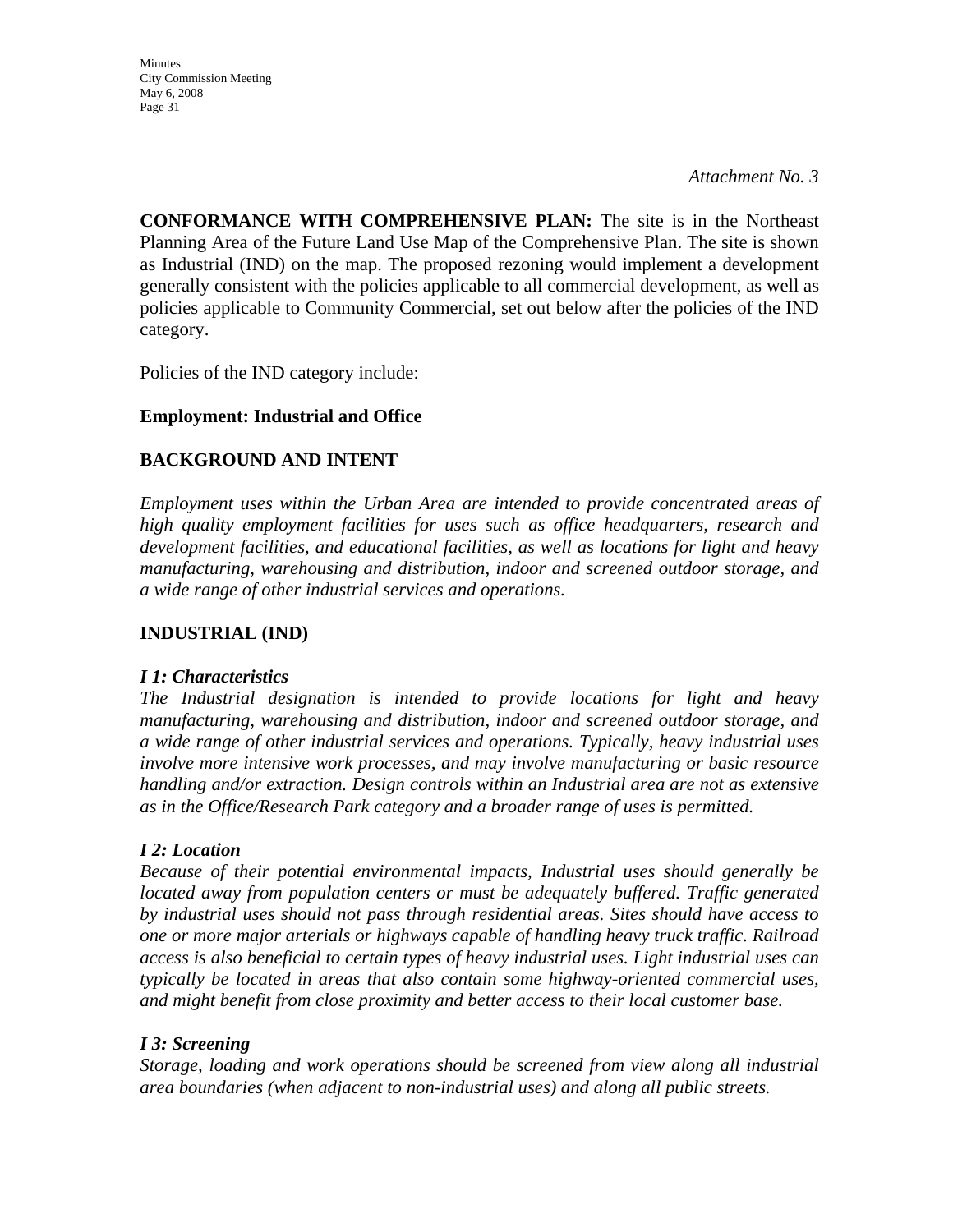*Attachment No. 3*

**CONFORMANCE WITH COMPREHENSIVE PLAN:** The site is in the Northeast Planning Area of the Future Land Use Map of the Comprehensive Plan. The site is shown as Industrial (IND) on the map. The proposed rezoning would implement a development generally consistent with the policies applicable to all commercial development, as well as policies applicable to Community Commercial, set out below after the policies of the IND category.

Policies of the IND category include:

**Employment: Industrial and Office**

**BACKGROUND AND INTENT**

*Employment uses within the Urban Area are intended to provide concentrated areas of high quality employment facilities for uses such as office headquarters, research and development facilities, and educational facilities, as well as locations for light and heavy manufacturing, warehousing and distribution, indoor and screened outdoor storage, and a wide range of other industrial services and operations.*

**INDUSTRIAL (IND)**

***I 1: Characteristics***
*The Industrial designation is intended to provide locations for light and heavy manufacturing, warehousing and distribution, indoor and screened outdoor storage, and a wide range of other industrial services and operations. Typically, heavy industrial uses involve more intensive work processes, and may involve manufacturing or basic resource handling and/or extraction. Design controls within an Industrial area are not as extensive as in the Office/Research Park category and a broader range of uses is permitted.*

***I 2: Location***
*Because of their potential environmental impacts, Industrial uses should generally be located away from population centers or must be adequately buffered. Traffic generated by industrial uses should not pass through residential areas. Sites should have access to one or more major arterials or highways capable of handling heavy truck traffic. Railroad access is also beneficial to certain types of heavy industrial uses. Light industrial uses can typically be located in areas that also contain some highway-oriented commercial uses, and might benefit from close proximity and better access to their local customer base.*

***I 3: Screening***
*Storage, loading and work operations should be screened from view along all industrial area boundaries (when adjacent to non-industrial uses) and along all public streets.*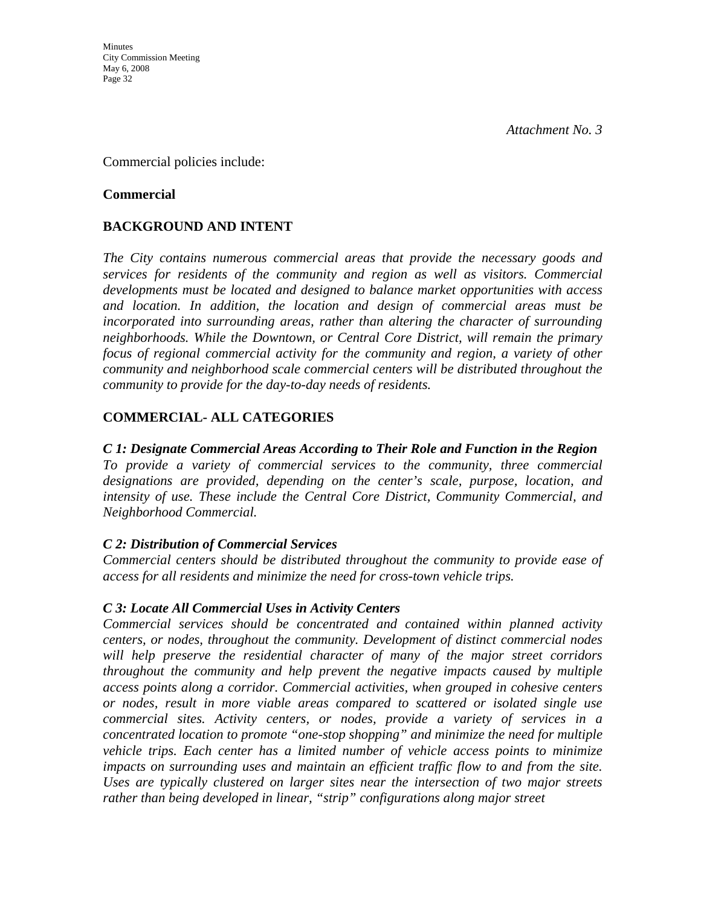*Attachment No. 3*

Commercial policies include:

**Commercial**

**BACKGROUND AND INTENT**

*The City contains numerous commercial areas that provide the necessary goods and services for residents of the community and region as well as visitors. Commercial developments must be located and designed to balance market opportunities with access and location. In addition, the location and design of commercial areas must be incorporated into surrounding areas, rather than altering the character of surrounding neighborhoods. While the Downtown, or Central Core District, will remain the primary focus of regional commercial activity for the community and region, a variety of other community and neighborhood scale commercial centers will be distributed throughout the community to provide for the day-to-day needs of residents.*

**COMMERCIAL- ALL CATEGORIES**

***C 1: Designate Commercial Areas According to Their Role and Function in the Region***
*To provide a variety of commercial services to the community, three commercial designations are provided, depending on the center's scale, purpose, location, and intensity of use. These include the Central Core District, Community Commercial, and Neighborhood Commercial.*

***C 2: Distribution of Commercial Services***
*Commercial centers should be distributed throughout the community to provide ease of access for all residents and minimize the need for cross-town vehicle trips.*

***C 3: Locate All Commercial Uses in Activity Centers***
*Commercial services should be concentrated and contained within planned activity centers, or nodes, throughout the community. Development of distinct commercial nodes will help preserve the residential character of many of the major street corridors throughout the community and help prevent the negative impacts caused by multiple access points along a corridor. Commercial activities, when grouped in cohesive centers or nodes, result in more viable areas compared to scattered or isolated single use commercial sites. Activity centers, or nodes, provide a variety of services in a concentrated location to promote "one-stop shopping" and minimize the need for multiple vehicle trips. Each center has a limited number of vehicle access points to minimize impacts on surrounding uses and maintain an efficient traffic flow to and from the site. Uses are typically clustered on larger sites near the intersection of two major streets rather than being developed in linear, "strip" configurations along major street*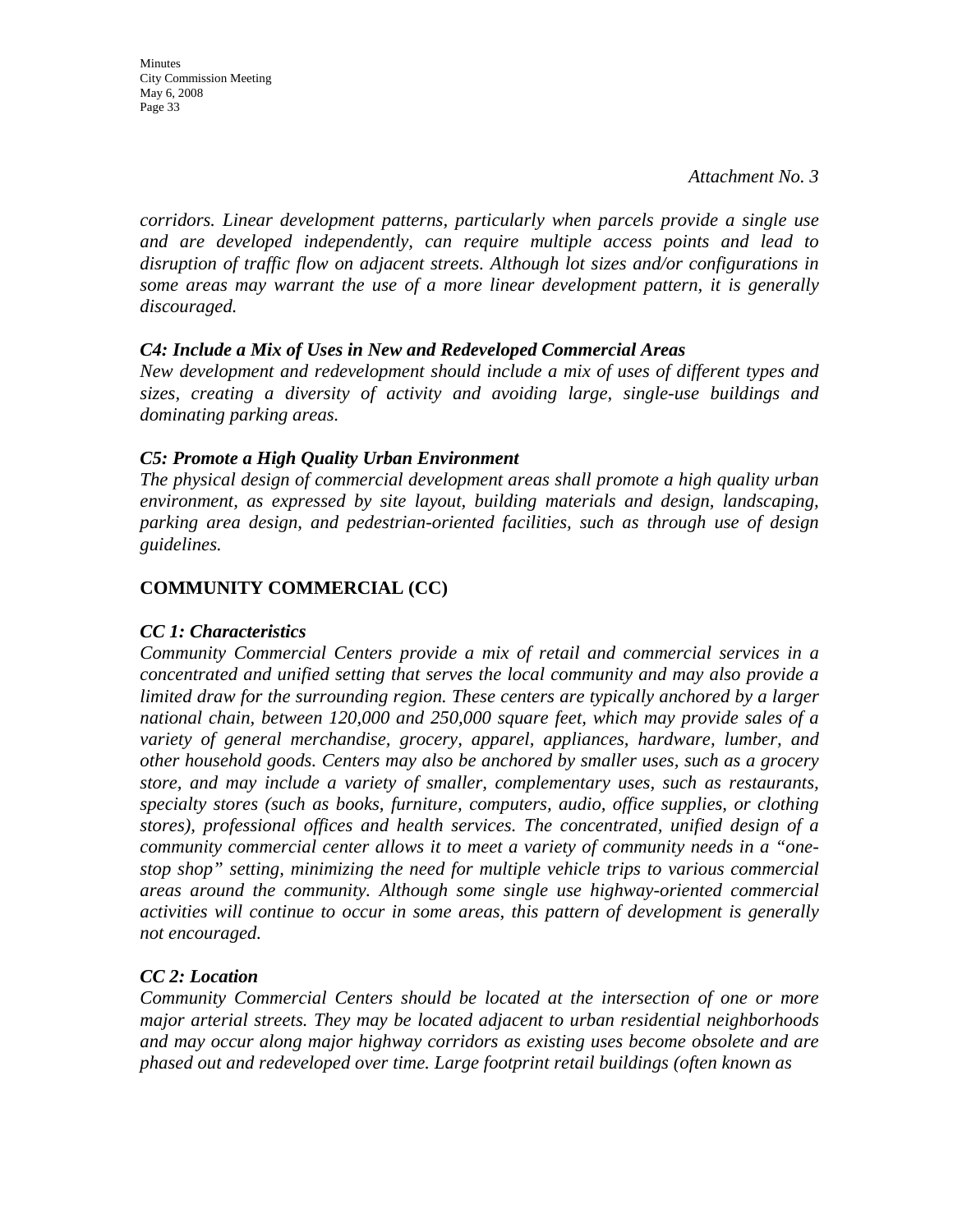*Attachment No. 3*

*corridors. Linear development patterns, particularly when parcels provide a single use and are developed independently, can require multiple access points and lead to disruption of traffic flow on adjacent streets. Although lot sizes and/or configurations in some areas may warrant the use of a more linear development pattern, it is generally discouraged.*

***C4: Include a Mix of Uses in New and Redeveloped Commercial Areas***

*New development and redevelopment should include a mix of uses of different types and sizes, creating a diversity of activity and avoiding large, single-use buildings and dominating parking areas.*

***C5: Promote a High Quality Urban Environment***

*The physical design of commercial development areas shall promote a high quality urban environment, as expressed by site layout, building materials and design, landscaping, parking area design, and pedestrian-oriented facilities, such as through use of design guidelines.*

## COMMUNITY COMMERCIAL (CC)

***CC 1: Characteristics***

*Community Commercial Centers provide a mix of retail and commercial services in a concentrated and unified setting that serves the local community and may also provide a limited draw for the surrounding region. These centers are typically anchored by a larger national chain, between 120,000 and 250,000 square feet, which may provide sales of a variety of general merchandise, grocery, apparel, appliances, hardware, lumber, and other household goods. Centers may also be anchored by smaller uses, such as a grocery store, and may include a variety of smaller, complementary uses, such as restaurants, specialty stores (such as books, furniture, computers, audio, office supplies, or clothing stores), professional offices and health services. The concentrated, unified design of a community commercial center allows it to meet a variety of community needs in a "one-stop shop" setting, minimizing the need for multiple vehicle trips to various commercial areas around the community. Although some single use highway-oriented commercial activities will continue to occur in some areas, this pattern of development is generally not encouraged.*

***CC 2: Location***

*Community Commercial Centers should be located at the intersection of one or more major arterial streets. They may be located adjacent to urban residential neighborhoods and may occur along major highway corridors as existing uses become obsolete and are phased out and redeveloped over time. Large footprint retail buildings (often known as*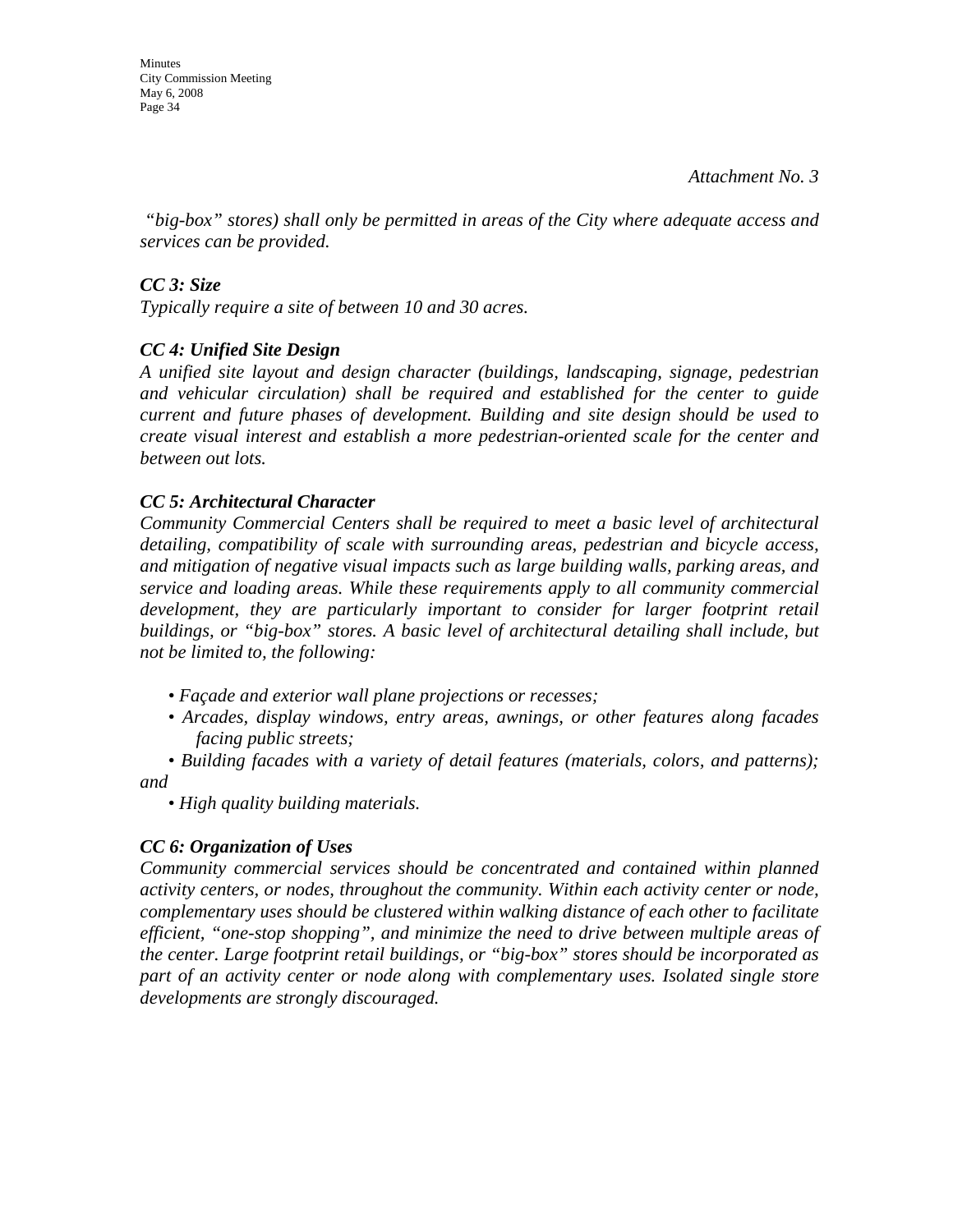*Attachment No. 3*

*"big-box" stores) shall only be permitted in areas of the City where adequate access and services can be provided.*

***CC 3: Size***

*Typically require a site of between 10 and 30 acres.*

***CC 4: Unified Site Design***

*A unified site layout and design character (buildings, landscaping, signage, pedestrian and vehicular circulation) shall be required and established for the center to guide current and future phases of development. Building and site design should be used to create visual interest and establish a more pedestrian-oriented scale for the center and between out lots.*

***CC 5: Architectural Character***

*Community Commercial Centers shall be required to meet a basic level of architectural detailing, compatibility of scale with surrounding areas, pedestrian and bicycle access, and mitigation of negative visual impacts such as large building walls, parking areas, and service and loading areas. While these requirements apply to all community commercial development, they are particularly important to consider for larger footprint retail buildings, or "big-box" stores. A basic level of architectural detailing shall include, but not be limited to, the following:*

- *Façade and exterior wall plane projections or recesses;*
- *Arcades, display windows, entry areas, awnings, or other features along facades facing public streets;*
- *Building facades with a variety of detail features (materials, colors, and patterns); and*
- *High quality building materials.*

***CC 6: Organization of Uses***

*Community commercial services should be concentrated and contained within planned activity centers, or nodes, throughout the community. Within each activity center or node, complementary uses should be clustered within walking distance of each other to facilitate efficient, "one-stop shopping", and minimize the need to drive between multiple areas of the center. Large footprint retail buildings, or "big-box" stores should be incorporated as part of an activity center or node along with complementary uses. Isolated single store developments are strongly discouraged.*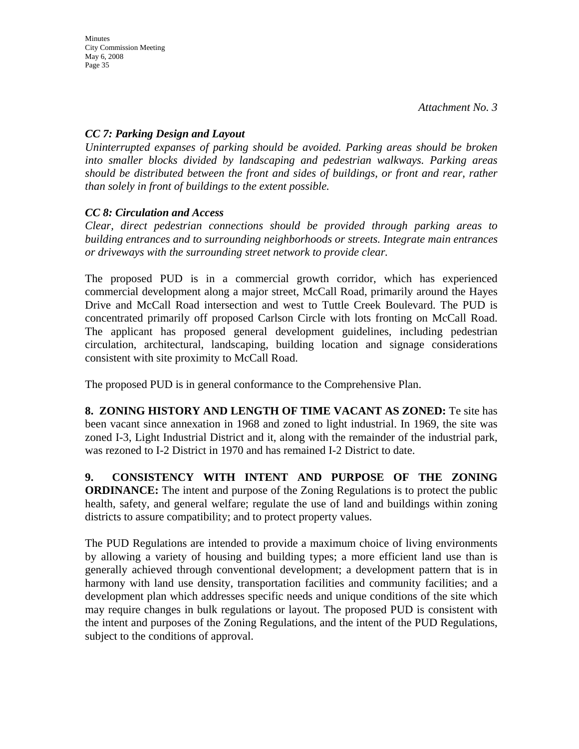*Attachment No. 3*

***CC 7: Parking Design and Layout***

*Uninterrupted expanses of parking should be avoided. Parking areas should be broken into smaller blocks divided by landscaping and pedestrian walkways. Parking areas should be distributed between the front and sides of buildings, or front and rear, rather than solely in front of buildings to the extent possible.*

***CC 8: Circulation and Access***

*Clear, direct pedestrian connections should be provided through parking areas to building entrances and to surrounding neighborhoods or streets. Integrate main entrances or driveways with the surrounding street network to provide clear.*

The proposed PUD is in a commercial growth corridor, which has experienced commercial development along a major street, McCall Road, primarily around the Hayes Drive and McCall Road intersection and west to Tuttle Creek Boulevard. The PUD is concentrated primarily off proposed Carlson Circle with lots fronting on McCall Road. The applicant has proposed general development guidelines, including pedestrian circulation, architectural, landscaping, building location and signage considerations consistent with site proximity to McCall Road.

The proposed PUD is in general conformance to the Comprehensive Plan.

**8. ZONING HISTORY AND LENGTH OF TIME VACANT AS ZONED:** Te site has been vacant since annexation in 1968 and zoned to light industrial. In 1969, the site was zoned I-3, Light Industrial District and it, along with the remainder of the industrial park, was rezoned to I-2 District in 1970 and has remained I-2 District to date.

**9. CONSISTENCY WITH INTENT AND PURPOSE OF THE ZONING ORDINANCE:** The intent and purpose of the Zoning Regulations is to protect the public health, safety, and general welfare; regulate the use of land and buildings within zoning districts to assure compatibility; and to protect property values.

The PUD Regulations are intended to provide a maximum choice of living environments by allowing a variety of housing and building types; a more efficient land use than is generally achieved through conventional development; a development pattern that is in harmony with land use density, transportation facilities and community facilities; and a development plan which addresses specific needs and unique conditions of the site which may require changes in bulk regulations or layout. The proposed PUD is consistent with the intent and purposes of the Zoning Regulations, and the intent of the PUD Regulations, subject to the conditions of approval.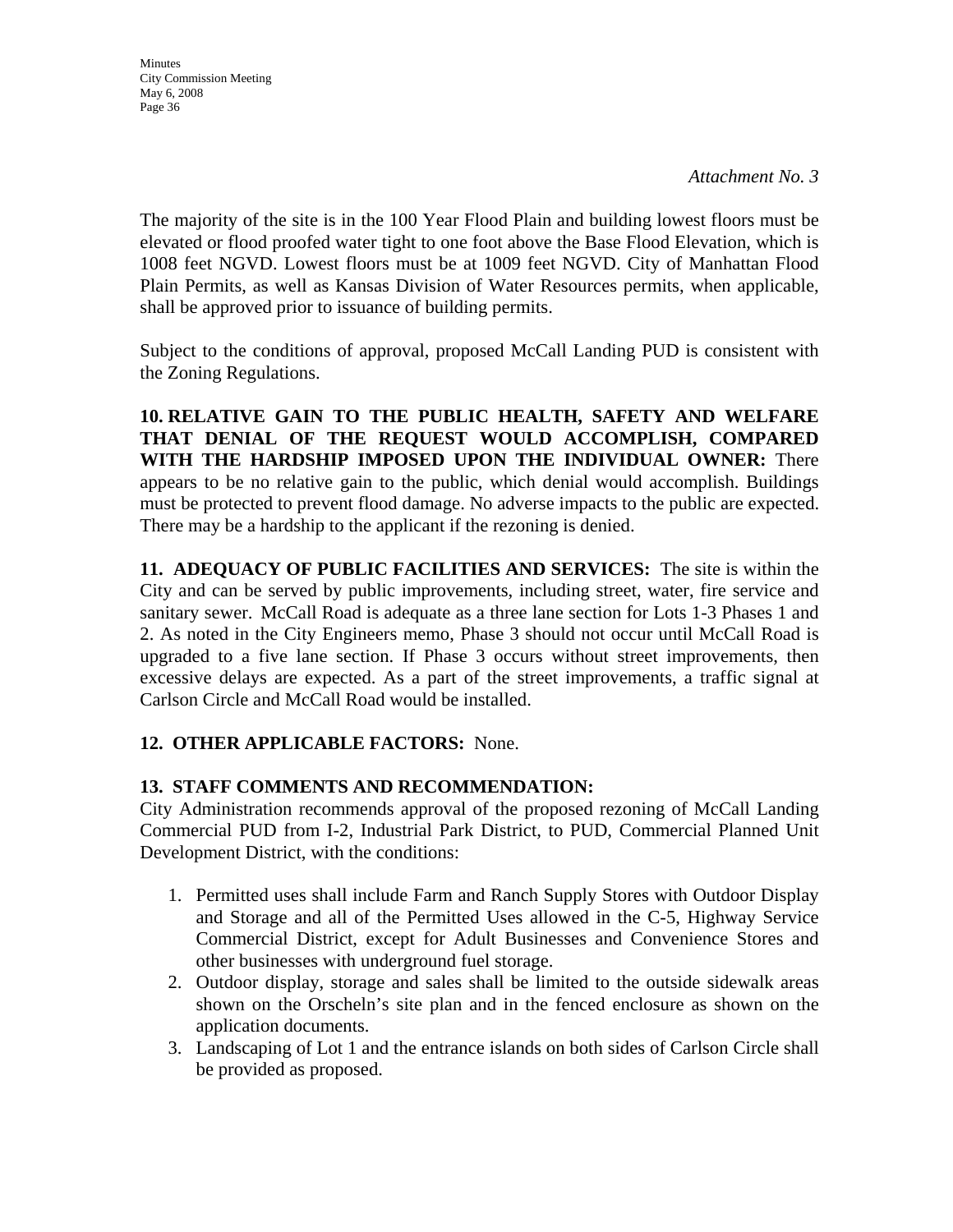*Attachment No. 3*

The majority of the site is in the 100 Year Flood Plain and building lowest floors must be elevated or flood proofed water tight to one foot above the Base Flood Elevation, which is 1008 feet NGVD. Lowest floors must be at 1009 feet NGVD. City of Manhattan Flood Plain Permits, as well as Kansas Division of Water Resources permits, when applicable, shall be approved prior to issuance of building permits.

Subject to the conditions of approval, proposed McCall Landing PUD is consistent with the Zoning Regulations.

**10. RELATIVE GAIN TO THE PUBLIC HEALTH, SAFETY AND WELFARE THAT DENIAL OF THE REQUEST WOULD ACCOMPLISH, COMPARED WITH THE HARDSHIP IMPOSED UPON THE INDIVIDUAL OWNER:** There appears to be no relative gain to the public, which denial would accomplish. Buildings must be protected to prevent flood damage. No adverse impacts to the public are expected. There may be a hardship to the applicant if the rezoning is denied.

**11. ADEQUACY OF PUBLIC FACILITIES AND SERVICES:** The site is within the City and can be served by public improvements, including street, water, fire service and sanitary sewer. McCall Road is adequate as a three lane section for Lots 1-3 Phases 1 and 2. As noted in the City Engineers memo, Phase 3 should not occur until McCall Road is upgraded to a five lane section. If Phase 3 occurs without street improvements, then excessive delays are expected. As a part of the street improvements, a traffic signal at Carlson Circle and McCall Road would be installed.

**12. OTHER APPLICABLE FACTORS:** None.

**13. STAFF COMMENTS AND RECOMMENDATION:**

City Administration recommends approval of the proposed rezoning of McCall Landing Commercial PUD from I-2, Industrial Park District, to PUD, Commercial Planned Unit Development District, with the conditions:

1. Permitted uses shall include Farm and Ranch Supply Stores with Outdoor Display and Storage and all of the Permitted Uses allowed in the C-5, Highway Service Commercial District, except for Adult Businesses and Convenience Stores and other businesses with underground fuel storage.
2. Outdoor display, storage and sales shall be limited to the outside sidewalk areas shown on the Orscheln's site plan and in the fenced enclosure as shown on the application documents.
3. Landscaping of Lot 1 and the entrance islands on both sides of Carlson Circle shall be provided as proposed.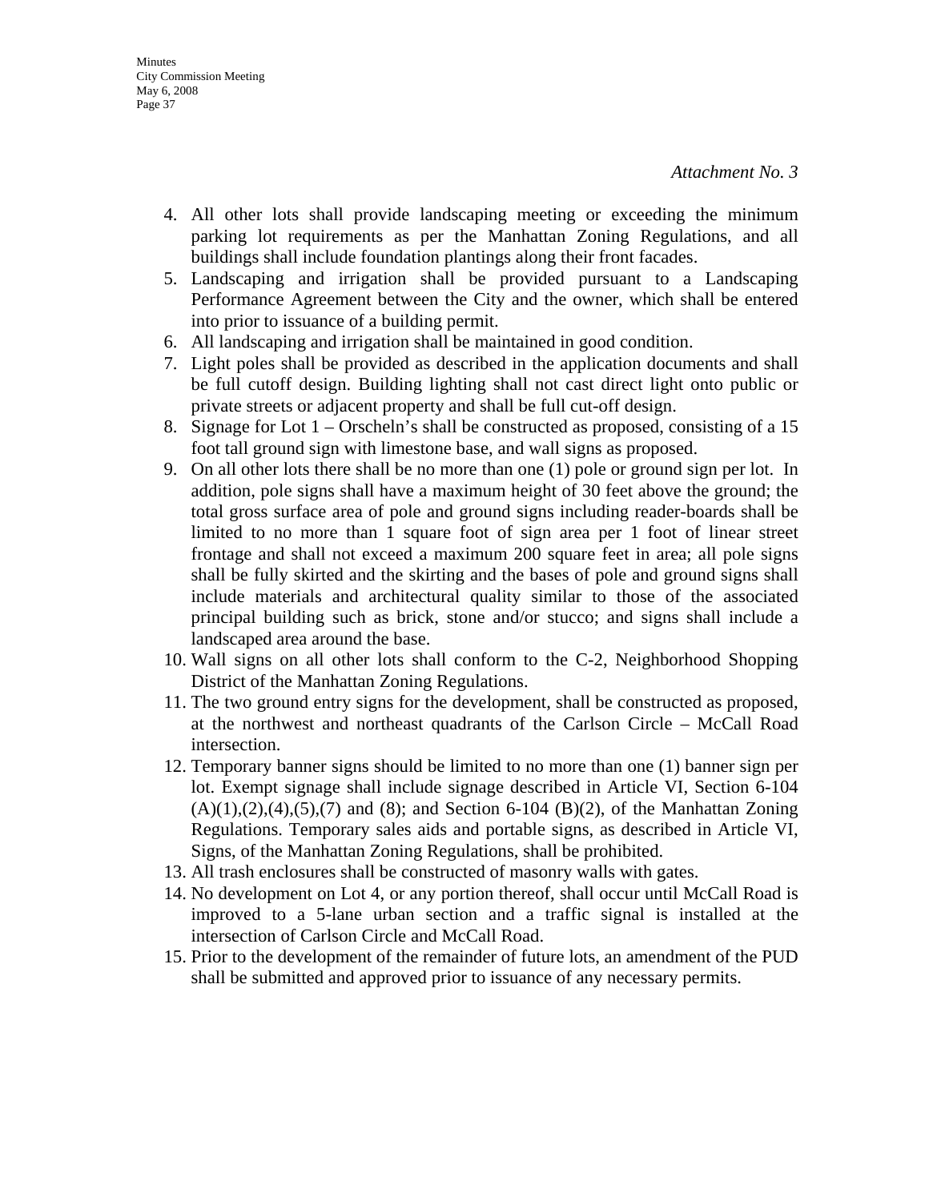*Attachment No. 3*

4. All other lots shall provide landscaping meeting or exceeding the minimum parking lot requirements as per the Manhattan Zoning Regulations, and all buildings shall include foundation plantings along their front facades.
5. Landscaping and irrigation shall be provided pursuant to a Landscaping Performance Agreement between the City and the owner, which shall be entered into prior to issuance of a building permit.
6. All landscaping and irrigation shall be maintained in good condition.
7. Light poles shall be provided as described in the application documents and shall be full cutoff design. Building lighting shall not cast direct light onto public or private streets or adjacent property and shall be full cut-off design.
8. Signage for Lot 1 – Orscheln's shall be constructed as proposed, consisting of a 15 foot tall ground sign with limestone base, and wall signs as proposed.
9. On all other lots there shall be no more than one (1) pole or ground sign per lot. In addition, pole signs shall have a maximum height of 30 feet above the ground; the total gross surface area of pole and ground signs including reader-boards shall be limited to no more than 1 square foot of sign area per 1 foot of linear street frontage and shall not exceed a maximum 200 square feet in area; all pole signs shall be fully skirted and the skirting and the bases of pole and ground signs shall include materials and architectural quality similar to those of the associated principal building such as brick, stone and/or stucco; and signs shall include a landscaped area around the base.
10. Wall signs on all other lots shall conform to the C-2, Neighborhood Shopping District of the Manhattan Zoning Regulations.
11. The two ground entry signs for the development, shall be constructed as proposed, at the northwest and northeast quadrants of the Carlson Circle – McCall Road intersection.
12. Temporary banner signs should be limited to no more than one (1) banner sign per lot. Exempt signage shall include signage described in Article VI, Section 6-104 (A)(1),(2),(4),(5),(7) and (8); and Section 6-104 (B)(2), of the Manhattan Zoning Regulations. Temporary sales aids and portable signs, as described in Article VI, Signs, of the Manhattan Zoning Regulations, shall be prohibited.
13. All trash enclosures shall be constructed of masonry walls with gates.
14. No development on Lot 4, or any portion thereof, shall occur until McCall Road is improved to a 5-lane urban section and a traffic signal is installed at the intersection of Carlson Circle and McCall Road.
15. Prior to the development of the remainder of future lots, an amendment of the PUD shall be submitted and approved prior to issuance of any necessary permits.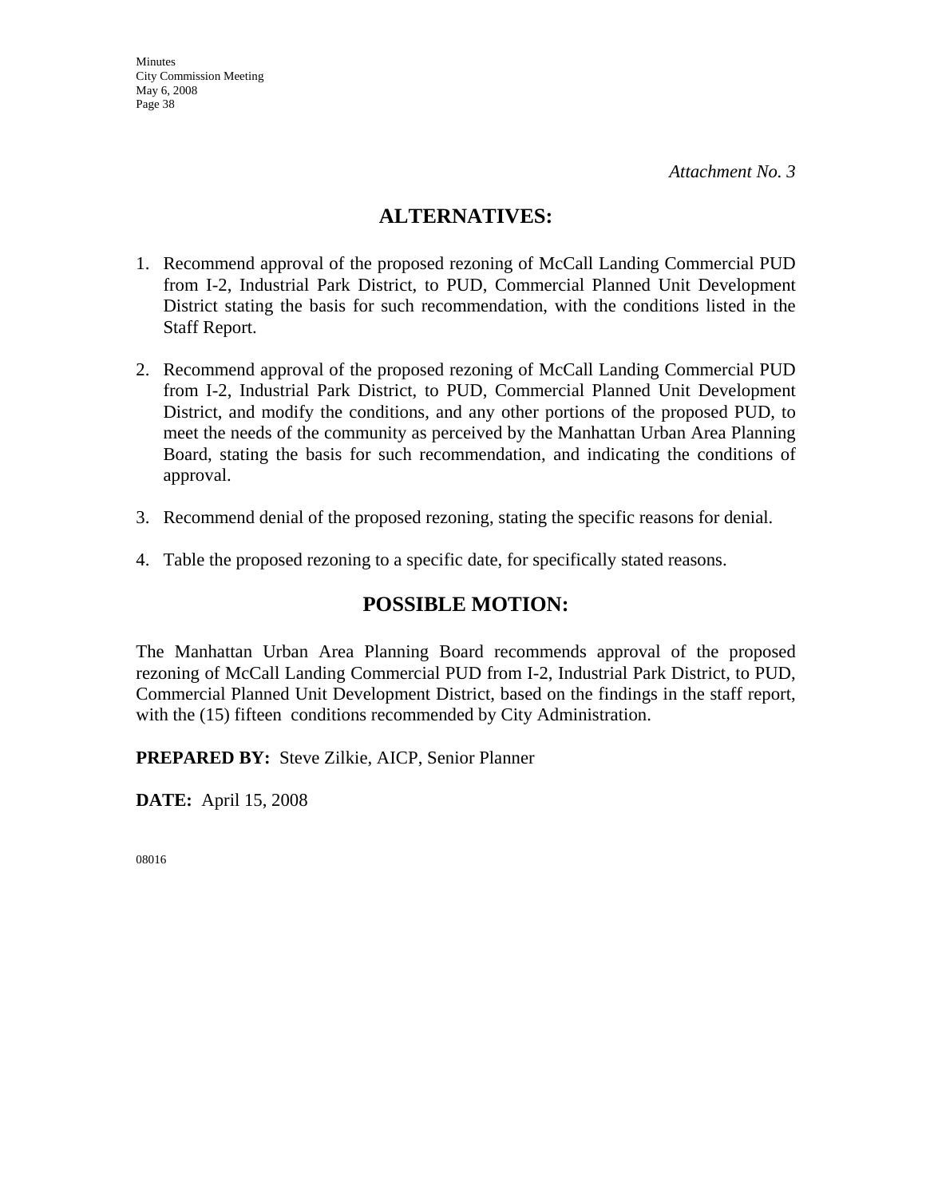*Attachment No. 3*

## ALTERNATIVES:

1. Recommend approval of the proposed rezoning of McCall Landing Commercial PUD from I-2, Industrial Park District, to PUD, Commercial Planned Unit Development District stating the basis for such recommendation, with the conditions listed in the Staff Report.

2. Recommend approval of the proposed rezoning of McCall Landing Commercial PUD from I-2, Industrial Park District, to PUD, Commercial Planned Unit Development District, and modify the conditions, and any other portions of the proposed PUD, to meet the needs of the community as perceived by the Manhattan Urban Area Planning Board, stating the basis for such recommendation, and indicating the conditions of approval.

3. Recommend denial of the proposed rezoning, stating the specific reasons for denial.

4. Table the proposed rezoning to a specific date, for specifically stated reasons.

## POSSIBLE MOTION:

The Manhattan Urban Area Planning Board recommends approval of the proposed rezoning of McCall Landing Commercial PUD from I-2, Industrial Park District, to PUD, Commercial Planned Unit Development District, based on the findings in the staff report, with the (15) fifteen conditions recommended by City Administration.

**PREPARED BY:** Steve Zilkie, AICP, Senior Planner

**DATE:** April 15, 2008

08016